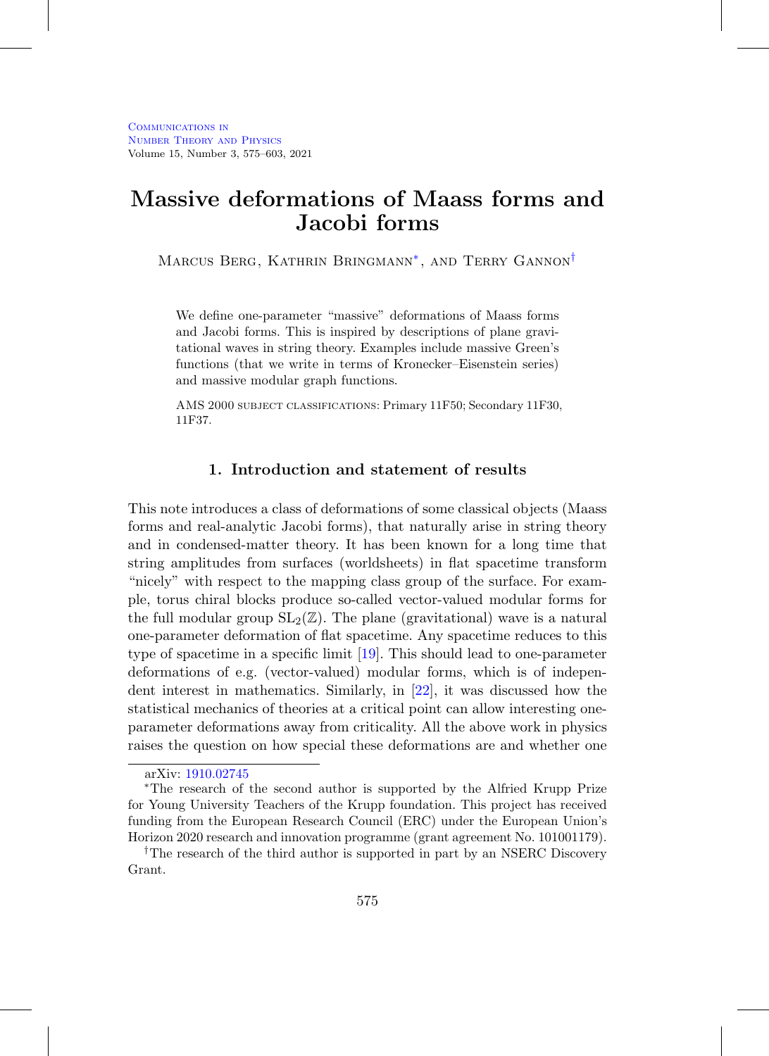# Massive deformations of Maass forms and Jacobi forms

Marcus Berg, Kathrin Bringmann*, and Terry Gannon†

We define one-parameter "massive" deformations of Maass forms and Jacobi forms. This is inspired by descriptions of plane gravitational waves in string theory. Examples include massive Green's functions (that we write in terms of Kronecker–Eisenstein series) and massive modular graph functions.

AMS 2000 subject classifications: Primary 11F50; Secondary 11F30, 11F37.

## 1. Introduction and statement of results

This note introduces a class of deformations of some classical objects (Maass forms and real-analytic Jacobi forms), that naturally arise in string theory and in condensed-matter theory. It has been known for a long time that string amplitudes from surfaces (worldsheets) in flat spacetime transform "nicely" with respect to the mapping class group of the surface. For example, torus chiral blocks produce so-called vector-valued modular forms for the full modular group $\mathrm{SL}_2(\mathbb{Z})$. The plane (gravitational) wave is a natural one-parameter deformation of flat spacetime. Any spacetime reduces to this type of spacetime in a specific limit [19]. This should lead to one-parameter deformations of e.g. (vector-valued) modular forms, which is of independent interest in mathematics. Similarly, in [22], it was discussed how the statistical mechanics of theories at a critical point can allow interesting one-parameter deformations away from criticality. All the above work in physics raises the question on how special these deformations are and whether one

---

arXiv: 1910.02745

*The research of the second author is supported by the Alfried Krupp Prize for Young University Teachers of the Krupp foundation. This project has received funding from the European Research Council (ERC) under the European Union's Horizon 2020 research and innovation programme (grant agreement No. 101001179).

†The research of the third author is supported in part by an NSERC Discovery Grant.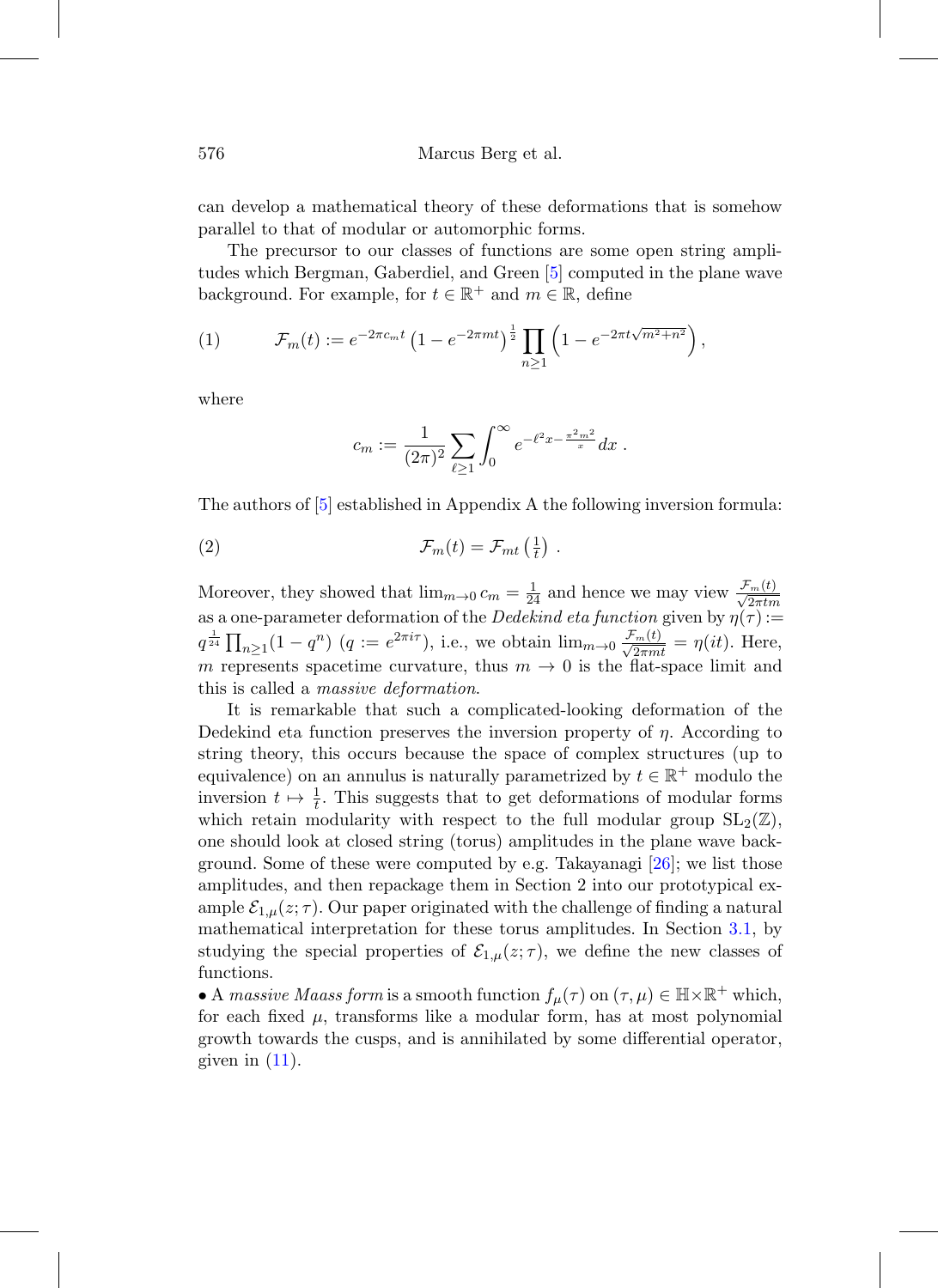can develop a mathematical theory of these deformations that is somehow parallel to that of modular or automorphic forms.

The precursor to our classes of functions are some open string amplitudes which Bergman, Gaberdiel, and Green [5] computed in the plane wave background. For example, for $t \in \mathbb{R}^+$ and $m \in \mathbb{R}$, define

$$\mathcal{F}_m(t) := e^{-2\pi c_m t} \left(1 - e^{-2\pi m t}\right)^{\frac{1}{2}} \prod_{n\geq 1} \left(1 - e^{-2\pi t\sqrt{m^2+n^2}}\right), \tag{1}$$

where

$$c_m := \frac{1}{(2\pi)^2} \sum_{\ell\geq 1} \int_0^\infty e^{-\ell^2 x - \frac{\pi^2 m^2}{x}} dx \ .$$

The authors of [5] established in Appendix A the following inversion formula:

$$\mathcal{F}_m(t) = \mathcal{F}_{mt}\left(\tfrac{1}{t}\right) \ . \tag{2}$$

Moreover, they showed that $\lim_{m\to 0} c_m = \frac{1}{24}$ and hence we may view $\frac{\mathcal{F}_m(t)}{\sqrt{2\pi t m}}$ as a one-parameter deformation of the *Dedekind eta function* given by $\eta(\tau) := q^{\frac{1}{24}} \prod_{n\geq 1}(1-q^n)$ $(q := e^{2\pi i \tau})$, i.e., we obtain $\lim_{m\to 0} \frac{\mathcal{F}_m(t)}{\sqrt{2\pi m t}} = \eta(it)$. Here, $m$ represents spacetime curvature, thus $m \to 0$ is the flat-space limit and this is called a *massive deformation.*

It is remarkable that such a complicated-looking deformation of the Dedekind eta function preserves the inversion property of $\eta$. According to string theory, this occurs because the space of complex structures (up to equivalence) on an annulus is naturally parametrized by $t \in \mathbb{R}^+$ modulo the inversion $t \mapsto \frac{1}{t}$. This suggests that to get deformations of modular forms which retain modularity with respect to the full modular group $\mathrm{SL}_2(\mathbb{Z})$, one should look at closed string (torus) amplitudes in the plane wave background. Some of these were computed by e.g. Takayanagi [26]; we list those amplitudes, and then repackage them in Section 2 into our prototypical example $\mathcal{E}_{1,\mu}(z;\tau)$. Our paper originated with the challenge of finding a natural mathematical interpretation for these torus amplitudes. In Section 3.1, by studying the special properties of $\mathcal{E}_{1,\mu}(z;\tau)$, we define the new classes of functions.

• A *massive Maass form* is a smooth function $f_\mu(\tau)$ on $(\tau,\mu) \in \mathbb{H}\times\mathbb{R}^+$ which, for each fixed $\mu$, transforms like a modular form, has at most polynomial growth towards the cusps, and is annihilated by some differential operator, given in (11).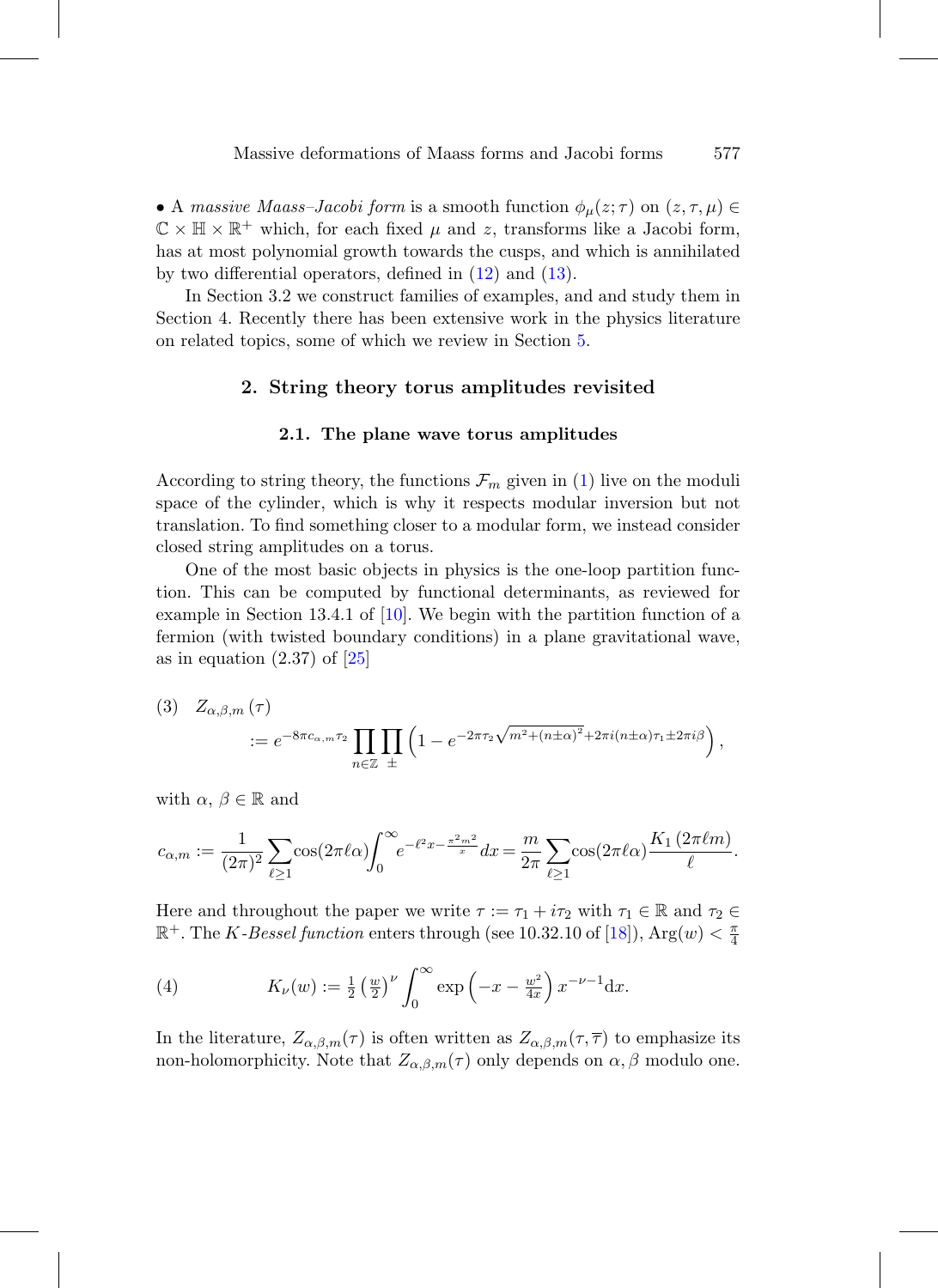• A *massive Maass–Jacobi form* is a smooth function $\phi_\mu(z;\tau)$ on $(z,\tau,\mu) \in \mathbb{C} \times \mathbb{H} \times \mathbb{R}^+$ which, for each fixed $\mu$ and $z$, transforms like a Jacobi form, has at most polynomial growth towards the cusps, and which is annihilated by two differential operators, defined in (12) and (13).

In Section 3.2 we construct families of examples, and and study them in Section 4. Recently there has been extensive work in the physics literature on related topics, some of which we review in Section 5.

## 2. String theory torus amplitudes revisited

### 2.1. The plane wave torus amplitudes

According to string theory, the functions $\mathcal{F}_m$ given in (1) live on the moduli space of the cylinder, which is why it respects modular inversion but not translation. To find something closer to a modular form, we instead consider closed string amplitudes on a torus.

One of the most basic objects in physics is the one-loop partition function. This can be computed by functional determinants, as reviewed for example in Section 13.4.1 of [10]. We begin with the partition function of a fermion (with twisted boundary conditions) in a plane gravitational wave, as in equation (2.37) of [25]

$$(3) \quad Z_{\alpha,\beta,m}(\tau) := e^{-8\pi c_{\alpha,m}\tau_2} \prod_{n\in\mathbb{Z}} \prod_{\pm} \left(1 - e^{-2\pi\tau_2\sqrt{m^2+(n\pm\alpha)^2}+2\pi i(n\pm\alpha)\tau_1 \pm 2\pi i\beta}\right),$$

with $\alpha$, $\beta \in \mathbb{R}$ and

$$c_{\alpha,m} := \frac{1}{(2\pi)^2}\sum_{\ell\geq 1}\cos(2\pi\ell\alpha)\int_0^\infty e^{-\ell^2 x-\frac{\pi^2 m^2}{x}}dx = \frac{m}{2\pi}\sum_{\ell\geq 1}\cos(2\pi\ell\alpha)\frac{K_1(2\pi\ell m)}{\ell}.$$

Here and throughout the paper we write $\tau := \tau_1 + i\tau_2$ with $\tau_1 \in \mathbb{R}$ and $\tau_2 \in \mathbb{R}^+$. The *K-Bessel function* enters through (see 10.32.10 of [18]), $\mathrm{Arg}(w) < \frac{\pi}{4}$

$$(4) \qquad K_\nu(w) := \tfrac{1}{2}\left(\tfrac{w}{2}\right)^\nu \int_0^\infty \exp\left(-x - \tfrac{w^2}{4x}\right) x^{-\nu-1}\mathrm{d}x.$$

In the literature, $Z_{\alpha,\beta,m}(\tau)$ is often written as $Z_{\alpha,\beta,m}(\tau,\overline{\tau})$ to emphasize its non-holomorphicity. Note that $Z_{\alpha,\beta,m}(\tau)$ only depends on $\alpha,\beta$ modulo one.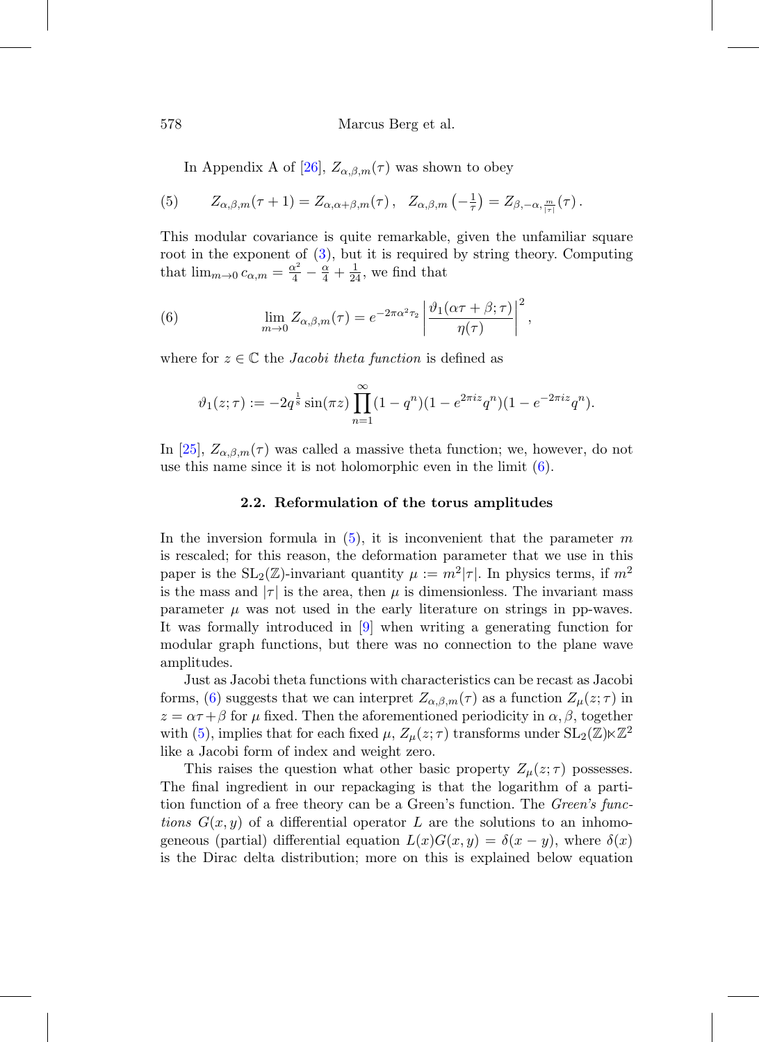In Appendix A of [26], $Z_{\alpha,\beta,m}(\tau)$ was shown to obey

$$Z_{\alpha,\beta,m}(\tau+1) = Z_{\alpha,\alpha+\beta,m}(\tau)\,, \quad Z_{\alpha,\beta,m}\left(-\tfrac{1}{\tau}\right) = Z_{\beta,-\alpha,\frac{m}{|\tau|}}(\tau)\,. \tag{5}$$

This modular covariance is quite remarkable, given the unfamiliar square root in the exponent of (3), but it is required by string theory. Computing that $\lim_{m\to 0} c_{\alpha,m} = \frac{\alpha^2}{4} - \frac{\alpha}{4} + \frac{1}{24}$, we find that

$$\lim_{m\to 0} Z_{\alpha,\beta,m}(\tau) = e^{-2\pi\alpha^2\tau_2} \left| \frac{\vartheta_1(\alpha\tau+\beta;\tau)}{\eta(\tau)} \right|^2, \tag{6}$$

where for $z \in \mathbb{C}$ the *Jacobi theta function* is defined as

$$\vartheta_1(z;\tau) := -2q^{\frac{1}{8}} \sin(\pi z) \prod_{n=1}^{\infty} (1-q^n)(1-e^{2\pi i z}q^n)(1-e^{-2\pi i z}q^n).$$

In [25], $Z_{\alpha,\beta,m}(\tau)$ was called a massive theta function; we, however, do not use this name since it is not holomorphic even in the limit (6).

### 2.2. Reformulation of the torus amplitudes

In the inversion formula in (5), it is inconvenient that the parameter $m$ is rescaled; for this reason, the deformation parameter that we use in this paper is the $\mathrm{SL}_2(\mathbb{Z})$-invariant quantity $\mu := m^2|\tau|$. In physics terms, if $m^2$ is the mass and $|\tau|$ is the area, then $\mu$ is dimensionless. The invariant mass parameter $\mu$ was not used in the early literature on strings in pp-waves. It was formally introduced in [9] when writing a generating function for modular graph functions, but there was no connection to the plane wave amplitudes.

Just as Jacobi theta functions with characteristics can be recast as Jacobi forms, (6) suggests that we can interpret $Z_{\alpha,\beta,m}(\tau)$ as a function $Z_\mu(z;\tau)$ in $z = \alpha\tau+\beta$ for $\mu$ fixed. Then the aforementioned periodicity in $\alpha, \beta$, together with (5), implies that for each fixed $\mu$, $Z_\mu(z;\tau)$ transforms under $\mathrm{SL}_2(\mathbb{Z})\ltimes\mathbb{Z}^2$ like a Jacobi form of index and weight zero.

This raises the question what other basic property $Z_\mu(z;\tau)$ possesses. The final ingredient in our repackaging is that the logarithm of a partition function of a free theory can be a Green's function. The *Green's functions* $G(x,y)$ of a differential operator $L$ are the solutions to an inhomogeneous (partial) differential equation $L(x)G(x,y) = \delta(x-y)$, where $\delta(x)$ is the Dirac delta distribution; more on this is explained below equation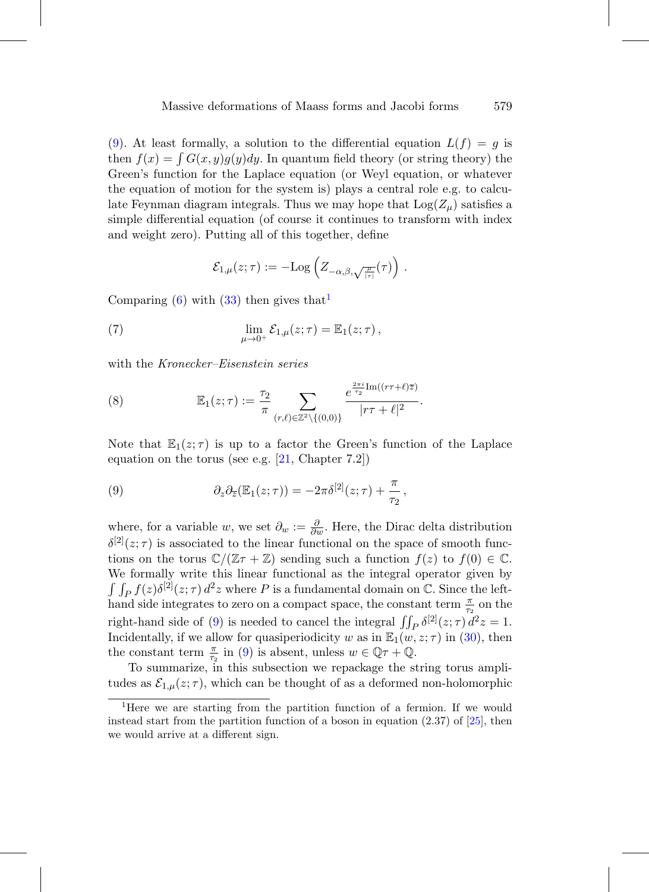(9). At least formally, a solution to the differential equation $L(f) = g$ is then $f(x) = \int G(x,y)g(y)dy$. In quantum field theory (or string theory) the Green's function for the Laplace equation (or Weyl equation, or whatever the equation of motion for the system is) plays a central role e.g. to calculate Feynman diagram integrals. Thus we may hope that $\mathrm{Log}(Z_\mu)$ satisfies a simple differential equation (of course it continues to transform with index and weight zero). Putting all of this together, define

$$\mathcal{E}_{1,\mu}(z;\tau) := -\mathrm{Log}\left(Z_{-\alpha,\beta,\sqrt{\frac{\mu}{|\tau|}}}(\tau)\right).$$

Comparing (6) with (33) then gives that[1]

$$\lim_{\mu\to 0^+} \mathcal{E}_{1,\mu}(z;\tau) = \mathbb{E}_1(z;\tau)\,, \tag{7}$$

with the *Kronecker–Eisenstein series*

$$\mathbb{E}_1(z;\tau) := \frac{\tau_2}{\pi} \sum_{(r,\ell)\in\mathbb{Z}^2\setminus\{(0,0)\}} \frac{e^{\frac{2\pi i}{\tau_2}\mathrm{Im}((r\tau+\ell)\overline{z})}}{|r\tau+\ell|^2}. \tag{8}$$

Note that $\mathbb{E}_1(z;\tau)$ is up to a factor the Green's function of the Laplace equation on the torus (see e.g. [21, Chapter 7.2])

$$\partial_z\partial_{\overline{z}}(\mathbb{E}_1(z;\tau)) = -2\pi\delta^{[2]}(z;\tau) + \frac{\pi}{\tau_2}\,, \tag{9}$$

where, for a variable $w$, we set $\partial_w := \frac{\partial}{\partial w}$. Here, the Dirac delta distribution $\delta^{[2]}(z;\tau)$ is associated to the linear functional on the space of smooth functions on the torus $\mathbb{C}/(\mathbb{Z}\tau+\mathbb{Z})$ sending such a function $f(z)$ to $f(0)\in\mathbb{C}$. We formally write this linear functional as the integral operator given by $\int\int_P f(z)\delta^{[2]}(z;\tau)\,d^2z$ where $P$ is a fundamental domain on $\mathbb{C}$. Since the left-hand side integrates to zero on a compact space, the constant term $\frac{\pi}{\tau_2}$ on the right-hand side of (9) is needed to cancel the integral $\iint_P \delta^{[2]}(z;\tau)\,d^2z = 1$. Incidentally, if we allow for quasiperiodicity $w$ as in $\mathbb{E}_1(w,z;\tau)$ in (30), then the constant term $\frac{\pi}{\tau_2}$ in (9) is absent, unless $w\in\mathbb{Q}\tau+\mathbb{Q}$.

To summarize, in this subsection we repackage the string torus amplitudes as $\mathcal{E}_{1,\mu}(z;\tau)$, which can be thought of as a deformed non-holomorphic

[1] Here we are starting from the partition function of a fermion. If we would instead start from the partition function of a boson in equation (2.37) of [25], then we would arrive at a different sign.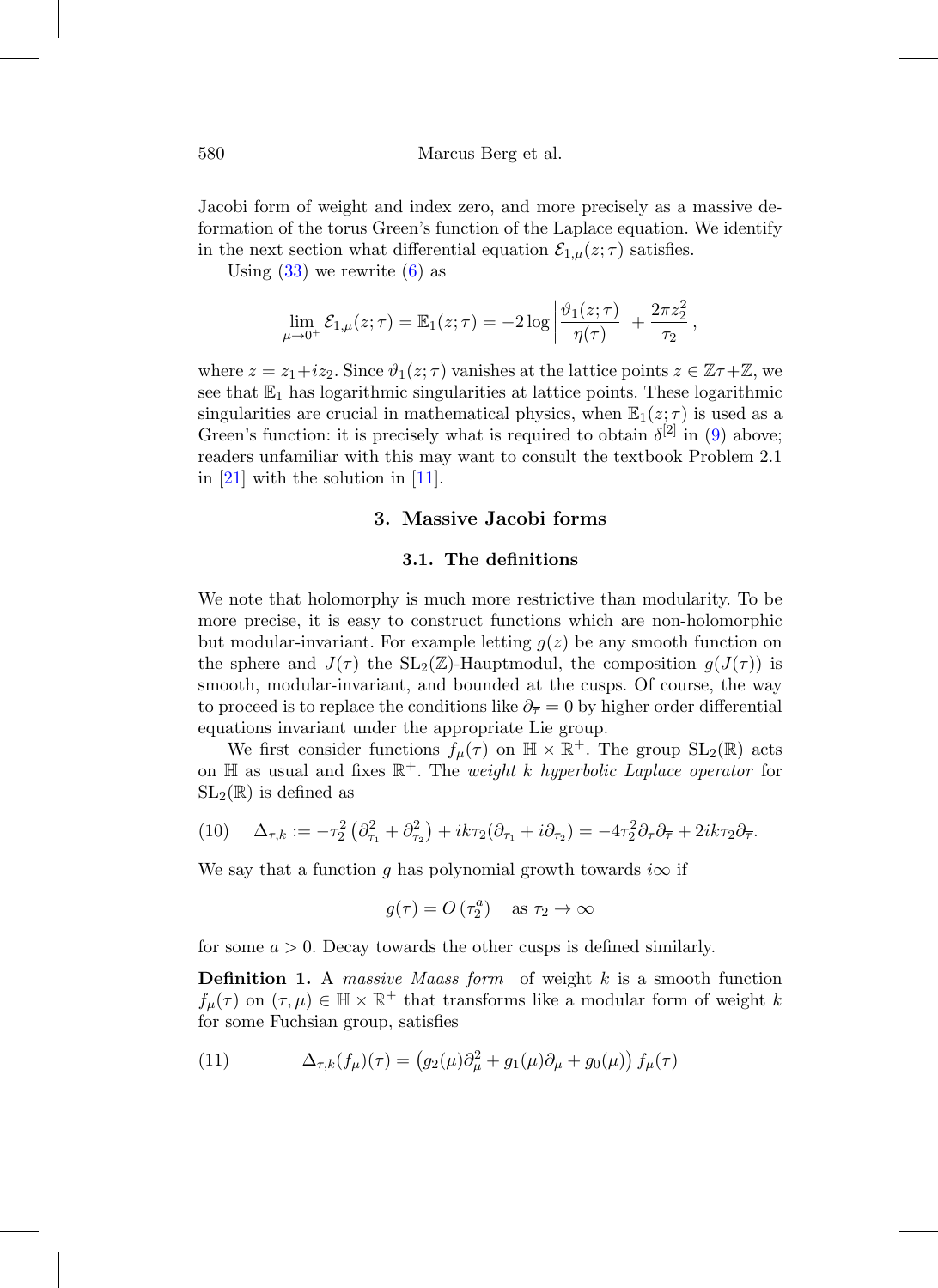Jacobi form of weight and index zero, and more precisely as a massive deformation of the torus Green's function of the Laplace equation. We identify in the next section what differential equation $\mathcal{E}_{1,\mu}(z;\tau)$ satisfies.

Using (33) we rewrite (6) as

$$\lim_{\mu\to 0^+} \mathcal{E}_{1,\mu}(z;\tau) = \mathbb{E}_1(z;\tau) = -2\log\left|\frac{\vartheta_1(z;\tau)}{\eta(\tau)}\right| + \frac{2\pi z_2^2}{\tau_2}\,,$$

where $z = z_1 + i z_2$. Since $\vartheta_1(z;\tau)$ vanishes at the lattice points $z \in \mathbb{Z}\tau+\mathbb{Z}$, we see that $\mathbb{E}_1$ has logarithmic singularities at lattice points. These logarithmic singularities are crucial in mathematical physics, when $\mathbb{E}_1(z;\tau)$ is used as a Green's function: it is precisely what is required to obtain $\delta^{[2]}$ in (9) above; readers unfamiliar with this may want to consult the textbook Problem 2.1 in [21] with the solution in [11].

## 3. Massive Jacobi forms

### 3.1. The definitions

We note that holomorphy is much more restrictive than modularity. To be more precise, it is easy to construct functions which are non-holomorphic but modular-invariant. For example letting $g(z)$ be any smooth function on the sphere and $J(\tau)$ the $\mathrm{SL}_2(\mathbb{Z})$-Hauptmodul, the composition $g(J(\tau))$ is smooth, modular-invariant, and bounded at the cusps. Of course, the way to proceed is to replace the conditions like $\partial_{\overline{\tau}} = 0$ by higher order differential equations invariant under the appropriate Lie group.

We first consider functions $f_\mu(\tau)$ on $\mathbb{H}\times\mathbb{R}^+$. The group $\mathrm{SL}_2(\mathbb{R})$ acts on $\mathbb{H}$ as usual and fixes $\mathbb{R}^+$. The *weight $k$ hyperbolic Laplace operator* for $\mathrm{SL}_2(\mathbb{R})$ is defined as

$$\Delta_{\tau,k} := -\tau_2^2\left(\partial_{\tau_1}^2 + \partial_{\tau_2}^2\right) + ik\tau_2(\partial_{\tau_1} + i\partial_{\tau_2}) = -4\tau_2^2\partial_\tau\partial_{\overline{\tau}} + 2ik\tau_2\partial_{\overline{\tau}}. \tag{10}$$

We say that a function $g$ has polynomial growth towards $i\infty$ if

$$g(\tau) = O\left(\tau_2^a\right) \quad \text{as } \tau_2 \to \infty$$

for some $a > 0$. Decay towards the other cusps is defined similarly.

**Definition 1.** A *massive Maass form* of weight $k$ is a smooth function $f_\mu(\tau)$ on $(\tau,\mu)\in\mathbb{H}\times\mathbb{R}^+$ that transforms like a modular form of weight $k$ for some Fuchsian group, satisfies

$$\Delta_{\tau,k}(f_\mu)(\tau) = \left(g_2(\mu)\partial_\mu^2 + g_1(\mu)\partial_\mu + g_0(\mu)\right)f_\mu(\tau) \tag{11}$$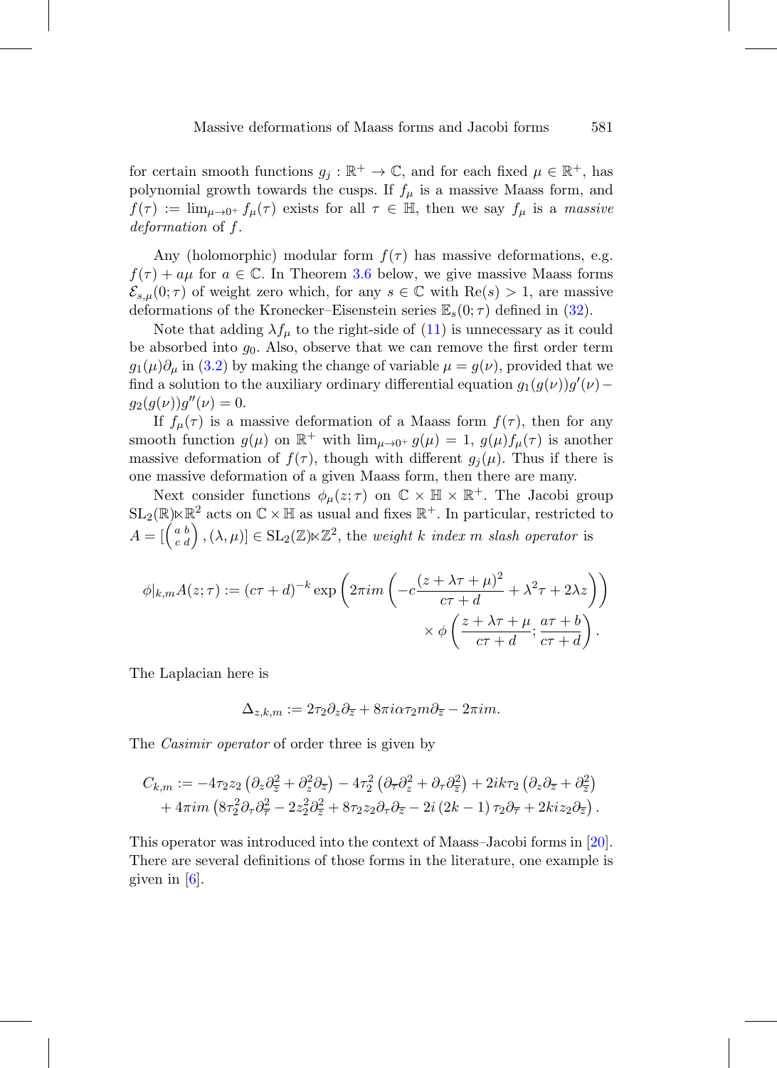for certain smooth functions $g_j : \mathbb{R}^+ \to \mathbb{C}$, and for each fixed $\mu \in \mathbb{R}^+$, has polynomial growth towards the cusps. If $f_\mu$ is a massive Maass form, and $f(\tau) := \lim_{\mu \to 0^+} f_\mu(\tau)$ exists for all $\tau \in \mathbb{H}$, then we say $f_\mu$ is a *massive deformation* of $f$.

Any (holomorphic) modular form $f(\tau)$ has massive deformations, e.g. $f(\tau) + a\mu$ for $a \in \mathbb{C}$. In Theorem 3.6 below, we give massive Maass forms $\mathcal{E}_{s,\mu}(0;\tau)$ of weight zero which, for any $s \in \mathbb{C}$ with $\mathrm{Re}(s) > 1$, are massive deformations of the Kronecker–Eisenstein series $\mathbb{E}_s(0;\tau)$ defined in (32).

Note that adding $\lambda f_\mu$ to the right-side of (11) is unnecessary as it could be absorbed into $g_0$. Also, observe that we can remove the first order term $g_1(\mu)\partial_\mu$ in (3.2) by making the change of variable $\mu = g(\nu)$, provided that we find a solution to the auxiliary ordinary differential equation $g_1(g(\nu))g'(\nu) - g_2(g(\nu))g''(\nu) = 0$.

If $f_\mu(\tau)$ is a massive deformation of a Maass form $f(\tau)$, then for any smooth function $g(\mu)$ on $\mathbb{R}^+$ with $\lim_{\mu \to 0^+} g(\mu) = 1$, $g(\mu)f_\mu(\tau)$ is another massive deformation of $f(\tau)$, though with different $g_j(\mu)$. Thus if there is one massive deformation of a given Maass form, then there are many.

Next consider functions $\phi_\mu(z;\tau)$ on $\mathbb{C} \times \mathbb{H} \times \mathbb{R}^+$. The Jacobi group $\mathrm{SL}_2(\mathbb{R}) \ltimes \mathbb{R}^2$ acts on $\mathbb{C} \times \mathbb{H}$ as usual and fixes $\mathbb{R}^+$. In particular, restricted to $A = \left[\left(\begin{smallmatrix} a & b \\ c & d \end{smallmatrix}\right), (\lambda, \mu)\right] \in \mathrm{SL}_2(\mathbb{Z}) \ltimes \mathbb{Z}^2$, the *weight $k$ index $m$ slash operator* is

$$\phi|_{k,m}A(z;\tau) := (c\tau + d)^{-k} \exp\left(2\pi i m \left(-c\frac{(z + \lambda\tau + \mu)^2}{c\tau + d} + \lambda^2\tau + 2\lambda z\right)\right) \times \phi\left(\frac{z + \lambda\tau + \mu}{c\tau + d}; \frac{a\tau + b}{c\tau + d}\right).$$

The Laplacian here is

$$\Delta_{z,k,m} := 2\tau_2 \partial_z \partial_{\overline{z}} + 8\pi i \alpha \tau_2 m \partial_{\overline{z}} - 2\pi i m.$$

The *Casimir operator* of order three is given by

$$\begin{aligned} C_{k,m} := &-4\tau_2 z_2 \left(\partial_z \partial_{\overline{z}}^2 + \partial_z^2 \partial_{\overline{z}}\right) - 4\tau_2^2 \left(\partial_{\overline{\tau}} \partial_z^2 + \partial_\tau \partial_{\overline{z}}^2\right) + 2ik\tau_2 \left(\partial_z \partial_{\overline{z}} + \partial_{\overline{z}}^2\right) \\ &+ 4\pi i m \left(8\tau_2^2 \partial_\tau \partial_{\overline{\tau}}^2 - 2z_2^2 \partial_{\overline{z}}^2 + 8\tau_2 z_2 \partial_\tau \partial_{\overline{z}} - 2i\left(2k - 1\right)\tau_2 \partial_{\overline{\tau}} + 2kiz_2 \partial_{\overline{z}}\right). \end{aligned}$$

This operator was introduced into the context of Maass–Jacobi forms in [20]. There are several definitions of those forms in the literature, one example is given in [6].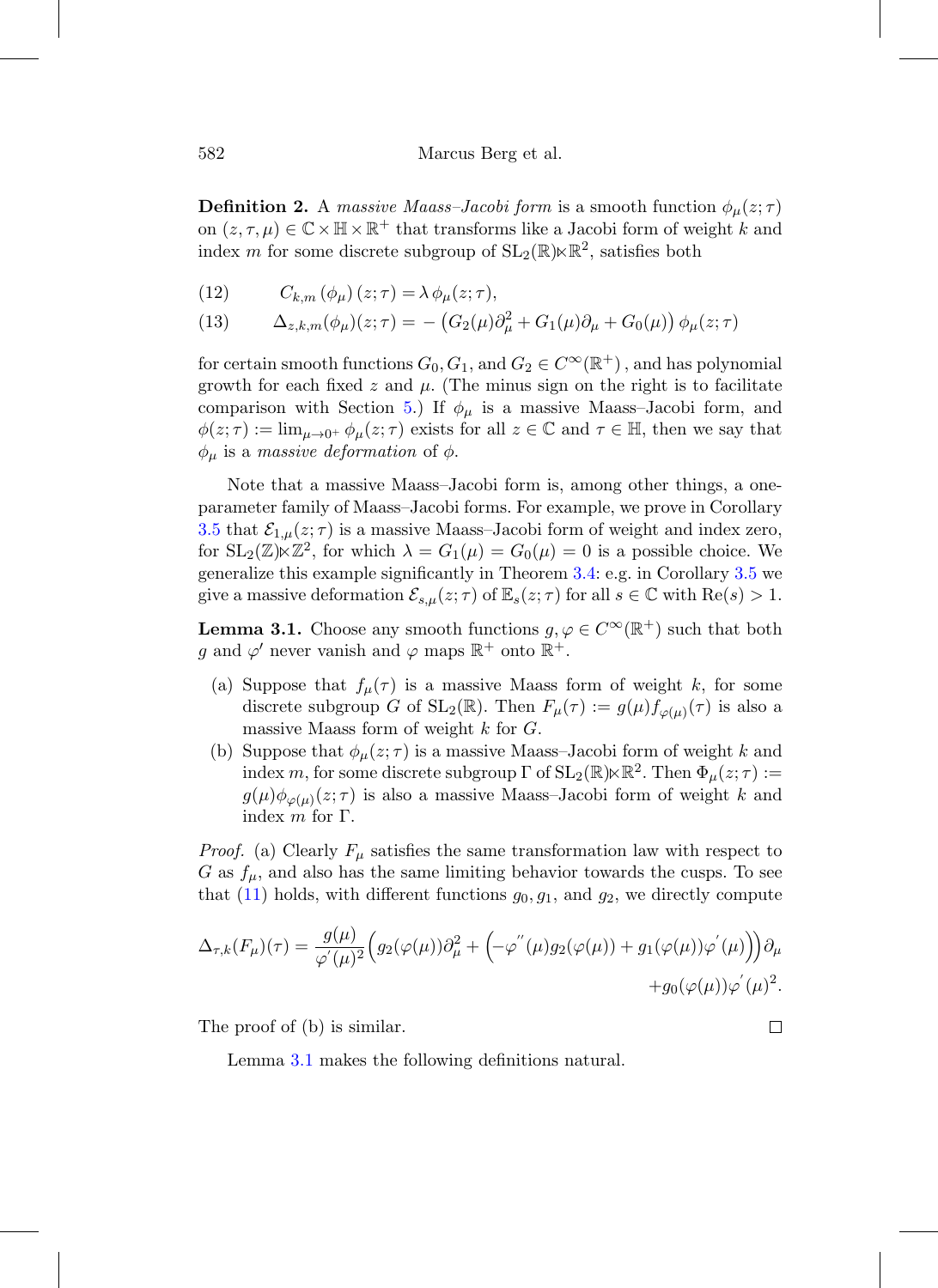**Definition 2.** A *massive Maass–Jacobi form* is a smooth function $\phi_\mu(z;\tau)$ on $(z,\tau,\mu) \in \mathbb{C} \times \mathbb{H} \times \mathbb{R}^+$ that transforms like a Jacobi form of weight $k$ and index $m$ for some discrete subgroup of $\mathrm{SL}_2(\mathbb{R}) \ltimes \mathbb{R}^2$, satisfies both

$$C_{k,m}\left(\phi_\mu\right)(z;\tau) = \lambda\, \phi_\mu(z;\tau), \tag{12}$$

$$\Delta_{z,k,m}(\phi_\mu)(z;\tau) = -\left(G_2(\mu)\partial_\mu^2 + G_1(\mu)\partial_\mu + G_0(\mu)\right)\phi_\mu(z;\tau) \tag{13}$$

for certain smooth functions $G_0, G_1$, and $G_2 \in C^\infty(\mathbb{R}^+)$, and has polynomial growth for each fixed $z$ and $\mu$. (The minus sign on the right is to facilitate comparison with Section 5.) If $\phi_\mu$ is a massive Maass–Jacobi form, and $\phi(z;\tau) := \lim_{\mu \to 0^+} \phi_\mu(z;\tau)$ exists for all $z \in \mathbb{C}$ and $\tau \in \mathbb{H}$, then we say that $\phi_\mu$ is a *massive deformation* of $\phi$.

Note that a massive Maass–Jacobi form is, among other things, a one-parameter family of Maass–Jacobi forms. For example, we prove in Corollary 3.5 that $\mathcal{E}_{1,\mu}(z;\tau)$ is a massive Maass–Jacobi form of weight and index zero, for $\mathrm{SL}_2(\mathbb{Z}) \ltimes \mathbb{Z}^2$, for which $\lambda = G_1(\mu) = G_0(\mu) = 0$ is a possible choice. We generalize this example significantly in Theorem 3.4: e.g. in Corollary 3.5 we give a massive deformation $\mathcal{E}_{s,\mu}(z;\tau)$ of $\mathbb{E}_s(z;\tau)$ for all $s \in \mathbb{C}$ with $\mathrm{Re}(s) > 1$.

**Lemma 3.1.** *Choose any smooth functions $g, \varphi \in C^\infty(\mathbb{R}^+)$ such that both $g$ and $\varphi'$ never vanish and $\varphi$ maps $\mathbb{R}^+$ onto $\mathbb{R}^+$.*

- (a) *Suppose that $f_\mu(\tau)$ is a massive Maass form of weight $k$, for some discrete subgroup $G$ of $\mathrm{SL}_2(\mathbb{R})$. Then $F_\mu(\tau) := g(\mu) f_{\varphi(\mu)}(\tau)$ is also a massive Maass form of weight $k$ for $G$.*
- (b) *Suppose that $\phi_\mu(z;\tau)$ is a massive Maass–Jacobi form of weight $k$ and index $m$, for some discrete subgroup $\Gamma$ of $\mathrm{SL}_2(\mathbb{R}) \ltimes \mathbb{R}^2$. Then $\Phi_\mu(z;\tau) := g(\mu)\phi_{\varphi(\mu)}(z;\tau)$ is also a massive Maass–Jacobi form of weight $k$ and index $m$ for $\Gamma$.*

*Proof.* (a) Clearly $F_\mu$ satisfies the same transformation law with respect to $G$ as $f_\mu$, and also has the same limiting behavior towards the cusps. To see that (11) holds, with different functions $g_0, g_1$, and $g_2$, we directly compute

$$\Delta_{\tau,k}(F_\mu)(\tau) = \frac{g(\mu)}{\varphi'(\mu)^2}\Big(g_2(\varphi(\mu))\partial_\mu^2 + \Big(-\varphi''(\mu) g_2(\varphi(\mu)) + g_1(\varphi(\mu))\varphi'(\mu)\Big)\Big)\partial_\mu$$
$$+ g_0(\varphi(\mu))\varphi'(\mu)^2.$$

The proof of (b) is similar. $\square$

Lemma 3.1 makes the following definitions natural.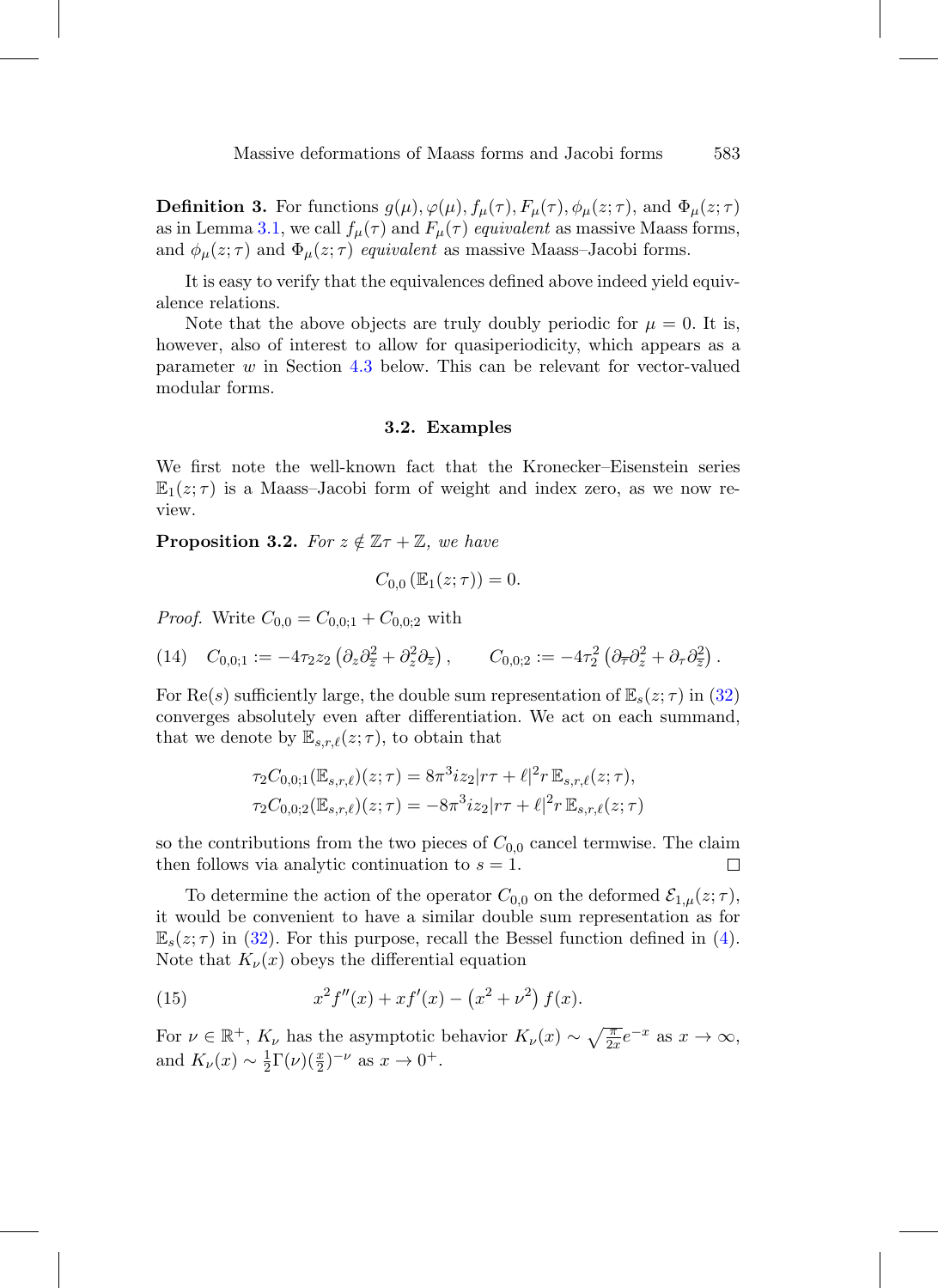**Definition 3.** For functions $g(\mu), \varphi(\mu), f_\mu(\tau), F_\mu(\tau), \phi_\mu(z;\tau)$, and $\Phi_\mu(z;\tau)$ as in Lemma 3.1, we call $f_\mu(\tau)$ and $F_\mu(\tau)$ *equivalent* as massive Maass forms, and $\phi_\mu(z;\tau)$ and $\Phi_\mu(z;\tau)$ *equivalent* as massive Maass–Jacobi forms.

It is easy to verify that the equivalences defined above indeed yield equivalence relations.

Note that the above objects are truly doubly periodic for $\mu = 0$. It is, however, also of interest to allow for quasiperiodicity, which appears as a parameter $w$ in Section 4.3 below. This can be relevant for vector-valued modular forms.

### 3.2. Examples

We first note the well-known fact that the Kronecker–Eisenstein series $\mathbb{E}_1(z;\tau)$ is a Maass–Jacobi form of weight and index zero, as we now review.

**Proposition 3.2.** *For $z \notin \mathbb{Z}\tau + \mathbb{Z}$, we have*

$$C_{0,0}\left(\mathbb{E}_1(z;\tau)\right) = 0.$$

*Proof.* Write $C_{0,0} = C_{0,0;1} + C_{0,0;2}$ with

$$C_{0,0;1} := -4\tau_2 z_2 \left(\partial_z \partial_{\overline{z}}^2 + \partial_z^2 \partial_{\overline{z}}\right), \qquad C_{0,0;2} := -4\tau_2^2 \left(\partial_{\overline{\tau}} \partial_z^2 + \partial_\tau \partial_{\overline{z}}^2\right). \tag{14}$$

For $\mathrm{Re}(s)$ sufficiently large, the double sum representation of $\mathbb{E}_s(z;\tau)$ in (32) converges absolutely even after differentiation. We act on each summand, that we denote by $\mathbb{E}_{s,r,\ell}(z;\tau)$, to obtain that

$$\tau_2 C_{0,0;1}(\mathbb{E}_{s,r,\ell})(z;\tau) = 8\pi^3 i z_2 |r\tau + \ell|^2 r \, \mathbb{E}_{s,r,\ell}(z;\tau),$$
$$\tau_2 C_{0,0;2}(\mathbb{E}_{s,r,\ell})(z;\tau) = -8\pi^3 i z_2 |r\tau + \ell|^2 r \, \mathbb{E}_{s,r,\ell}(z;\tau)$$

so the contributions from the two pieces of $C_{0,0}$ cancel termwise. The claim then follows via analytic continuation to $s = 1$. $\square$

To determine the action of the operator $C_{0,0}$ on the deformed $\mathcal{E}_{1,\mu}(z;\tau)$, it would be convenient to have a similar double sum representation as for $\mathbb{E}_s(z;\tau)$ in (32). For this purpose, recall the Bessel function defined in (4). Note that $K_\nu(x)$ obeys the differential equation

$$x^2 f''(x) + x f'(x) - \left(x^2 + \nu^2\right) f(x). \tag{15}$$

For $\nu \in \mathbb{R}^+$, $K_\nu$ has the asymptotic behavior $K_\nu(x) \sim \sqrt{\frac{\pi}{2x}} e^{-x}$ as $x \to \infty$, and $K_\nu(x) \sim \frac{1}{2}\Gamma(\nu)(\frac{x}{2})^{-\nu}$ as $x \to 0^+$.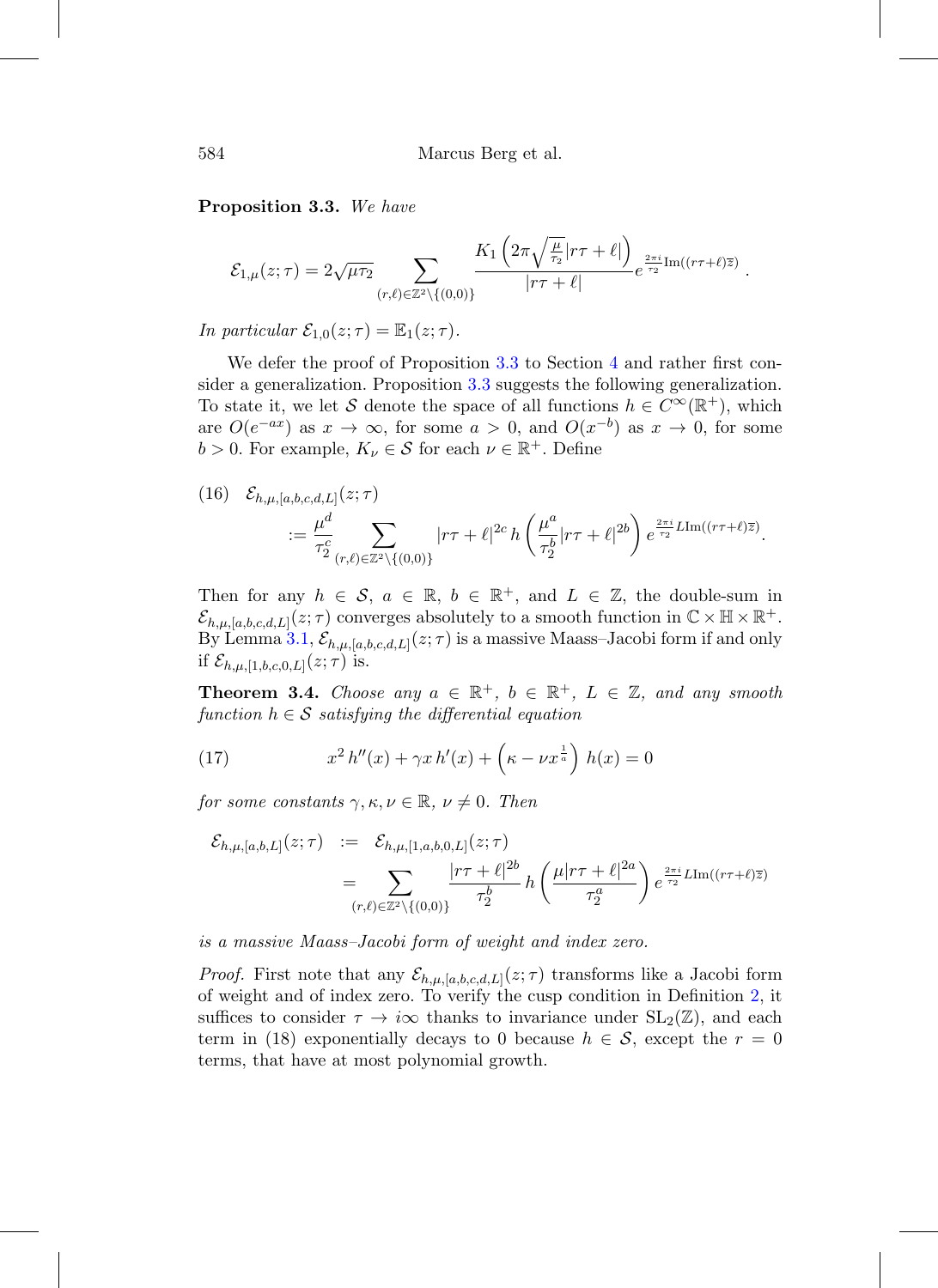**Proposition 3.3.** *We have*

$$\mathcal{E}_{1,\mu}(z;\tau) = 2\sqrt{\mu\tau_2} \sum_{(r,\ell)\in\mathbb{Z}^2\setminus\{(0,0)\}} \frac{K_1\left(2\pi\sqrt{\frac{\mu}{\tau_2}}|r\tau+\ell|\right)}{|r\tau+\ell|} e^{\frac{2\pi i}{\tau_2}\mathrm{Im}((r\tau+\ell)\overline{z})}.$$

*In particular* $\mathcal{E}_{1,0}(z;\tau) = \mathbb{E}_1(z;\tau)$.

We defer the proof of Proposition 3.3 to Section 4 and rather first consider a generalization. Proposition 3.3 suggests the following generalization. To state it, we let $\mathcal{S}$ denote the space of all functions $h \in C^\infty(\mathbb{R}^+)$, which are $O(e^{-ax})$ as $x \to \infty$, for some $a > 0$, and $O(x^{-b})$ as $x \to 0$, for some $b > 0$. For example, $K_\nu \in \mathcal{S}$ for each $\nu \in \mathbb{R}^+$. Define

$$\begin{aligned}(16)\quad & \mathcal{E}_{h,\mu,[a,b,c,d,L]}(z;\tau) \\ &:= \frac{\mu^d}{\tau_2^c} \sum_{(r,\ell)\in\mathbb{Z}^2\setminus\{(0,0)\}} |r\tau+\ell|^{2c}\, h\left(\frac{\mu^a}{\tau_2^b}|r\tau+\ell|^{2b}\right) e^{\frac{2\pi i}{\tau_2}L\mathrm{Im}((r\tau+\ell)\overline{z})}.\end{aligned}$$

Then for any $h \in \mathcal{S}$, $a \in \mathbb{R}$, $b \in \mathbb{R}^+$, and $L \in \mathbb{Z}$, the double-sum in $\mathcal{E}_{h,\mu,[a,b,c,d,L]}(z;\tau)$ converges absolutely to a smooth function in $\mathbb{C}\times\mathbb{H}\times\mathbb{R}^+$. By Lemma 3.1, $\mathcal{E}_{h,\mu,[a,b,c,d,L]}(z;\tau)$ is a massive Maass–Jacobi form if and only if $\mathcal{E}_{h,\mu,[1,b,c,0,L]}(z;\tau)$ is.

**Theorem 3.4.** *Choose any* $a \in \mathbb{R}^+$, $b \in \mathbb{R}^+$, $L \in \mathbb{Z}$, *and any smooth function* $h \in \mathcal{S}$ *satisfying the differential equation*

$$(17)\qquad x^2 h''(x) + \gamma x\, h'(x) + \left(\kappa - \nu x^{\frac{1}{a}}\right) h(x) = 0$$

*for some constants* $\gamma, \kappa, \nu \in \mathbb{R}$, $\nu \neq 0$. *Then*

$$\begin{aligned}\mathcal{E}_{h,\mu,[a,b,L]}(z;\tau) &:= \mathcal{E}_{h,\mu,[1,a,b,0,L]}(z;\tau) \\ &= \sum_{(r,\ell)\in\mathbb{Z}^2\setminus\{(0,0)\}} \frac{|r\tau+\ell|^{2b}}{\tau_2^b}\, h\left(\frac{\mu|r\tau+\ell|^{2a}}{\tau_2^a}\right) e^{\frac{2\pi i}{\tau_2}L\mathrm{Im}((r\tau+\ell)\overline{z})}\end{aligned}$$

*is a massive Maass–Jacobi form of weight and index zero.*

*Proof.* First note that any $\mathcal{E}_{h,\mu,[a,b,c,d,L]}(z;\tau)$ transforms like a Jacobi form of weight and of index zero. To verify the cusp condition in Definition 2, it suffices to consider $\tau \to i\infty$ thanks to invariance under $\mathrm{SL}_2(\mathbb{Z})$, and each term in (18) exponentially decays to 0 because $h \in \mathcal{S}$, except the $r = 0$ terms, that have at most polynomial growth.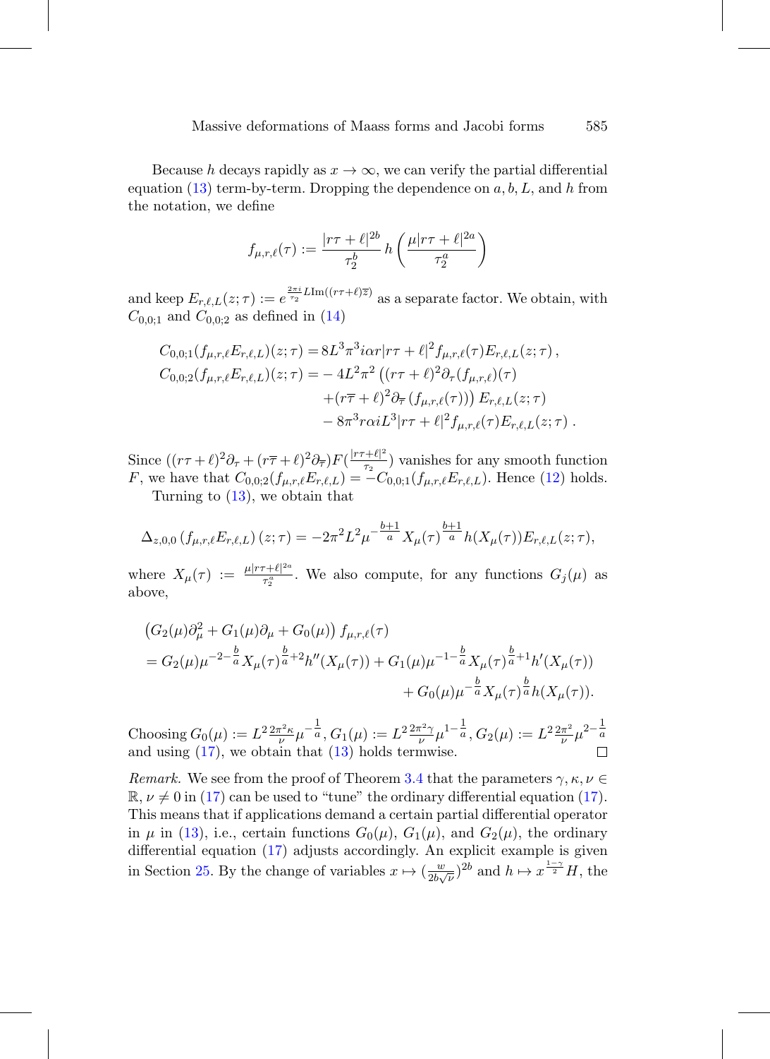Because $h$ decays rapidly as $x \to \infty$, we can verify the partial differential equation (13) term-by-term. Dropping the dependence on $a, b, L$, and $h$ from the notation, we define

$$f_{\mu,r,\ell}(\tau) := \frac{|r\tau+\ell|^{2b}}{\tau_2^b}\, h\left(\frac{\mu|r\tau+\ell|^{2a}}{\tau_2^a}\right)$$

and keep $E_{r,\ell,L}(z;\tau) := e^{\frac{2\pi i}{\tau_2}L\mathrm{Im}((r\tau+\ell)\overline{z})}$ as a separate factor. We obtain, with $C_{0,0;1}$ and $C_{0,0;2}$ as defined in (14)

$$\begin{aligned}
C_{0,0;1}(f_{\mu,r,\ell}E_{r,\ell,L})(z;\tau) =& \, 8L^3\pi^3 i\alpha r|r\tau+\ell|^2 f_{\mu,r,\ell}(\tau)E_{r,\ell,L}(z;\tau)\,,\\
C_{0,0;2}(f_{\mu,r,\ell}E_{r,\ell,L})(z;\tau) =& -4L^2\pi^2\left((r\tau+\ell)^2\partial_\tau(f_{\mu,r,\ell})(\tau)\right.\\
&\left.+(r\overline{\tau}+\ell)^2\partial_{\overline{\tau}}\left(f_{\mu,r,\ell}(\tau)\right)\right)E_{r,\ell,L}(z;\tau)\\
&-8\pi^3 r\alpha iL^3|r\tau+\ell|^2 f_{\mu,r,\ell}(\tau)E_{r,\ell,L}(z;\tau)\,.
\end{aligned}$$

Since $((r\tau+\ell)^2\partial_\tau + (r\overline{\tau}+\ell)^2\partial_{\overline{\tau}})F(\frac{|r\tau+\ell|^2}{\tau_2})$ vanishes for any smooth function $F$, we have that $C_{0,0;2}(f_{\mu,r,\ell}E_{r,\ell,L}) = -C_{0,0;1}(f_{\mu,r,\ell}E_{r,\ell,L})$. Hence (12) holds.

Turning to (13), we obtain that

$$\Delta_{z,0,0}\left(f_{\mu,r,\ell}E_{r,\ell,L}\right)(z;\tau) = -2\pi^2L^2\mu^{-\frac{b+1}{a}}X_\mu(\tau)^{\frac{b+1}{a}}h(X_\mu(\tau))E_{r,\ell,L}(z;\tau),$$

where $X_\mu(\tau) := \frac{\mu|r\tau+\ell|^{2a}}{\tau_2^a}$. We also compute, for any functions $G_j(\mu)$ as above,

$$\begin{aligned}
&\left(G_2(\mu)\partial_\mu^2 + G_1(\mu)\partial_\mu + G_0(\mu)\right)f_{\mu,r,\ell}(\tau)\\
&= G_2(\mu)\mu^{-2-\frac{b}{a}}X_\mu(\tau)^{\frac{b}{a}+2}h''(X_\mu(\tau)) + G_1(\mu)\mu^{-1-\frac{b}{a}}X_\mu(\tau)^{\frac{b}{a}+1}h'(X_\mu(\tau))\\
&\qquad + G_0(\mu)\mu^{-\frac{b}{a}}X_\mu(\tau)^{\frac{b}{a}}h(X_\mu(\tau)).
\end{aligned}$$

Choosing $G_0(\mu) := L^2\frac{2\pi^2\kappa}{\nu}\mu^{-\frac{1}{a}}$, $G_1(\mu) := L^2\frac{2\pi^2\gamma}{\nu}\mu^{1-\frac{1}{a}}$, $G_2(\mu) := L^2\frac{2\pi^2}{\nu}\mu^{2-\frac{1}{a}}$ and using (17), we obtain that (13) holds termwise. $\square$

*Remark.* We see from the proof of Theorem 3.4 that the parameters $\gamma, \kappa, \nu \in \mathbb{R}$, $\nu \neq 0$ in (17) can be used to "tune" the ordinary differential equation (17). This means that if applications demand a certain partial differential operator in $\mu$ in (13), i.e., certain functions $G_0(\mu)$, $G_1(\mu)$, and $G_2(\mu)$, the ordinary differential equation (17) adjusts accordingly. An explicit example is given in Section 25. By the change of variables $x \mapsto (\frac{w}{2b\sqrt{\nu}})^{2b}$ and $h \mapsto x^{\frac{1-\gamma}{2}}H$, the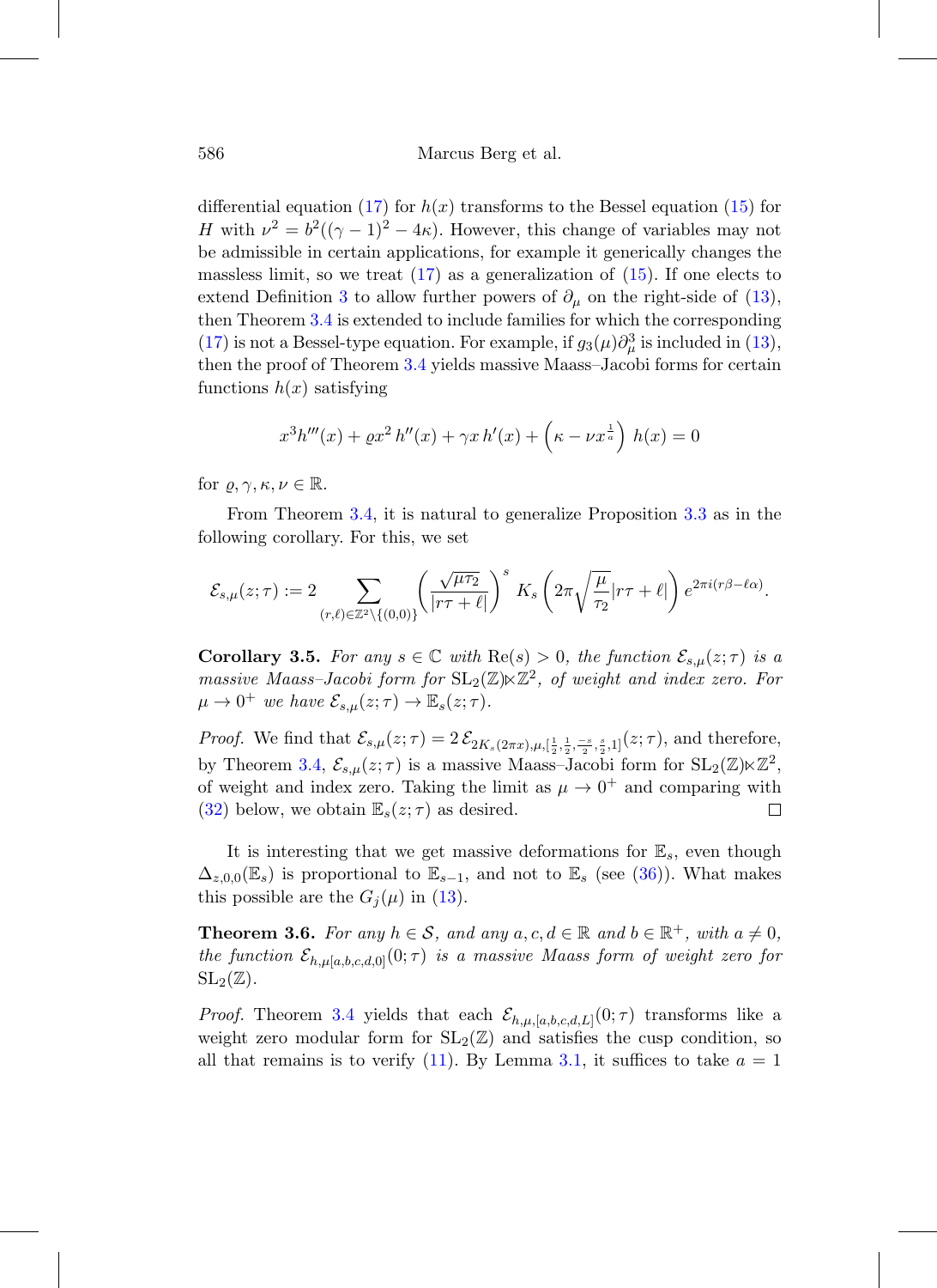differential equation (17) for $h(x)$ transforms to the Bessel equation (15) for $H$ with $\nu^2 = b^2((\gamma-1)^2 - 4\kappa)$. However, this change of variables may not be admissible in certain applications, for example it generically changes the massless limit, so we treat (17) as a generalization of (15). If one elects to extend Definition 3 to allow further powers of $\partial_\mu$ on the right-side of (13), then Theorem 3.4 is extended to include families for which the corresponding (17) is not a Bessel-type equation. For example, if $g_3(\mu)\partial_\mu^3$ is included in (13), then the proof of Theorem 3.4 yields massive Maass–Jacobi forms for certain functions $h(x)$ satisfying

$$x^3 h'''(x) + \varrho x^2\, h''(x) + \gamma x\, h'(x) + \left(\kappa - \nu x^{\frac{1}{a}}\right)\, h(x) = 0$$

for $\varrho, \gamma, \kappa, \nu \in \mathbb{R}$.

From Theorem 3.4, it is natural to generalize Proposition 3.3 as in the following corollary. For this, we set

$$\mathcal{E}_{s,\mu}(z;\tau) := 2 \sum_{(r,\ell)\in\mathbb{Z}^2\setminus\{(0,0)\}} \left(\frac{\sqrt{\mu\tau_2}}{|r\tau+\ell|}\right)^s\, K_s\left(2\pi\sqrt{\frac{\mu}{\tau_2}}|r\tau+\ell|\right) e^{2\pi i(r\beta-\ell\alpha)}.$$

**Corollary 3.5.** *For any $s \in \mathbb{C}$ with $\mathrm{Re}(s) > 0$, the function $\mathcal{E}_{s,\mu}(z;\tau)$ is a massive Maass–Jacobi form for $\mathrm{SL}_2(\mathbb{Z})\ltimes\mathbb{Z}^2$, of weight and index zero. For $\mu \to 0^+$ we have $\mathcal{E}_{s,\mu}(z;\tau) \to \mathbb{E}_s(z;\tau)$.*

*Proof.* We find that $\mathcal{E}_{s,\mu}(z;\tau) = 2\,\mathcal{E}_{2K_s(2\pi x),\mu,[\frac{1}{2},\frac{1}{2},\frac{-s}{2},\frac{s}{2},1]}(z;\tau)$, and therefore, by Theorem 3.4, $\mathcal{E}_{s,\mu}(z;\tau)$ is a massive Maass–Jacobi form for $\mathrm{SL}_2(\mathbb{Z})\ltimes\mathbb{Z}^2$, of weight and index zero. Taking the limit as $\mu \to 0^+$ and comparing with (32) below, we obtain $\mathbb{E}_s(z;\tau)$ as desired. □

It is interesting that we get massive deformations for $\mathbb{E}_s$, even though $\Delta_{z,0,0}(\mathbb{E}_s)$ is proportional to $\mathbb{E}_{s-1}$, and not to $\mathbb{E}_s$ (see (36)). What makes this possible are the $G_j(\mu)$ in (13).

**Theorem 3.6.** *For any $h \in \mathcal{S}$, and any $a, c, d \in \mathbb{R}$ and $b \in \mathbb{R}^+$, with $a \neq 0$, the function $\mathcal{E}_{h,\mu[a,b,c,d,0]}(0;\tau)$ is a massive Maass form of weight zero for $\mathrm{SL}_2(\mathbb{Z})$.*

*Proof.* Theorem 3.4 yields that each $\mathcal{E}_{h,\mu,[a,b,c,d,L]}(0;\tau)$ transforms like a weight zero modular form for $\mathrm{SL}_2(\mathbb{Z})$ and satisfies the cusp condition, so all that remains is to verify (11). By Lemma 3.1, it suffices to take $a = 1$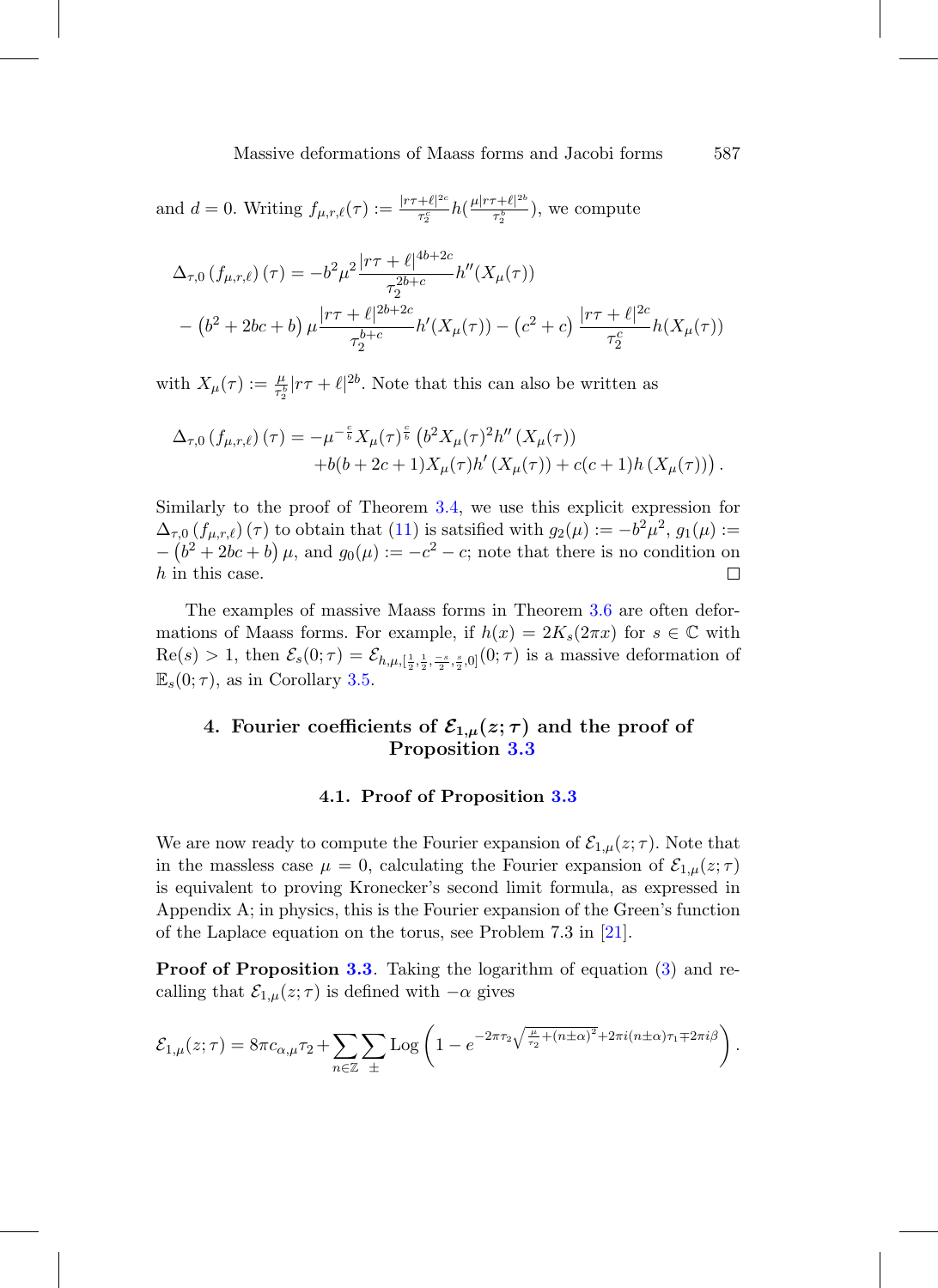and $d = 0$. Writing $f_{\mu,r,\ell}(\tau) := \frac{|r\tau+\ell|^{2c}}{\tau_2^c} h(\frac{\mu|r\tau+\ell|^{2b}}{\tau_2^b})$, we compute

$$\Delta_{\tau,0}\left(f_{\mu,r,\ell}\right)(\tau) = -b^2\mu^2 \frac{|r\tau+\ell|^{4b+2c}}{\tau_2^{2b+c}} h''(X_\mu(\tau))$$
$$-\left(b^2+2bc+b\right)\mu \frac{|r\tau+\ell|^{2b+2c}}{\tau_2^{b+c}} h'(X_\mu(\tau)) - \left(c^2+c\right)\frac{|r\tau+\ell|^{2c}}{\tau_2^c} h(X_\mu(\tau))$$

with $X_\mu(\tau) := \frac{\mu}{\tau_2^b}|r\tau+\ell|^{2b}$. Note that this can also be written as

$$\Delta_{\tau,0}\left(f_{\mu,r,\ell}\right)(\tau) = -\mu^{-\frac{c}{b}} X_\mu(\tau)^{\frac{c}{b}} \left(b^2 X_\mu(\tau)^2 h''\left(X_\mu(\tau)\right)\right.$$
$$\left.+b(b+2c+1)X_\mu(\tau)h'\left(X_\mu(\tau)\right) + c(c+1)h\left(X_\mu(\tau)\right)\right).$$

Similarly to the proof of Theorem 3.4, we use this explicit expression for $\Delta_{\tau,0}\left(f_{\mu,r,\ell}\right)(\tau)$ to obtain that (11) is satsified with $g_2(\mu) := -b^2\mu^2$, $g_1(\mu) := -\left(b^2+2bc+b\right)\mu$, and $g_0(\mu) := -c^2-c$; note that there is no condition on $h$ in this case. □

The examples of massive Maass forms in Theorem 3.6 are often deformations of Maass forms. For example, if $h(x) = 2K_s(2\pi x)$ for $s \in \mathbb{C}$ with $\mathrm{Re}(s) > 1$, then $\mathcal{E}_s(0;\tau) = \mathcal{E}_{h,\mu,[\frac{1}{2},\frac{1}{2},\frac{-s}{2},\frac{s}{2},0]}(0;\tau)$ is a massive deformation of $\mathbb{E}_s(0;\tau)$, as in Corollary 3.5.

## 4. Fourier coefficients of $\mathcal{E}_{1,\mu}(z;\tau)$ and the proof of Proposition 3.3

### 4.1. Proof of Proposition 3.3

We are now ready to compute the Fourier expansion of $\mathcal{E}_{1,\mu}(z;\tau)$. Note that in the massless case $\mu = 0$, calculating the Fourier expansion of $\mathcal{E}_{1,\mu}(z;\tau)$ is equivalent to proving Kronecker's second limit formula, as expressed in Appendix A; in physics, this is the Fourier expansion of the Green's function of the Laplace equation on the torus, see Problem 7.3 in [21].

**Proof of Proposition 3.3.** Taking the logarithm of equation (3) and recalling that $\mathcal{E}_{1,\mu}(z;\tau)$ is defined with $-\alpha$ gives

$$\mathcal{E}_{1,\mu}(z;\tau) = 8\pi c_{\alpha,\mu}\tau_2 + \sum_{n\in\mathbb{Z}}\sum_{\pm} \mathrm{Log}\left(1 - e^{-2\pi\tau_2\sqrt{\frac{\mu}{\tau_2}+(n\pm\alpha)^2}+2\pi i(n\pm\alpha)\tau_1 \mp 2\pi i\beta}\right).$$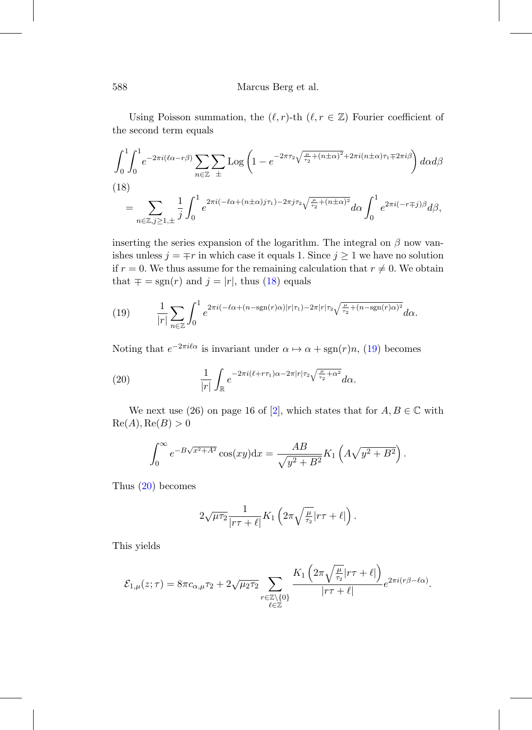Using Poisson summation, the $(\ell, r)$-th ($\ell, r \in \mathbb{Z}$) Fourier coefficient of the second term equals

$$
\int_0^1 \int_0^1 e^{-2\pi i(\ell\alpha - r\beta)} \sum_{n\in\mathbb{Z}} \sum_{\pm} \operatorname{Log}\left(1 - e^{-2\pi\tau_2\sqrt{\frac{\mu}{\tau_2}+(n\pm\alpha)^2}+2\pi i(n\pm\alpha)\tau_1 \mp 2\pi i\beta}\right) d\alpha d\beta
$$

(18)

$$
= \sum_{n\in\mathbb{Z}, j\geq 1, \pm} \frac{1}{j}\int_0^1 e^{2\pi i(-\ell\alpha+(n\pm\alpha)j\tau_1)-2\pi j\tau_2\sqrt{\frac{\mu}{\tau_2}+(n\pm\alpha)^2}} d\alpha \int_0^1 e^{2\pi i(-r\mp j)\beta} d\beta,
$$

inserting the series expansion of the logarithm. The integral on $\beta$ now vanishes unless $j = \mp r$ in which case it equals 1. Since $j \geq 1$ we have no solution if $r = 0$. We thus assume for the remaining calculation that $r \neq 0$. We obtain that $\mp = \operatorname{sgn}(r)$ and $j = |r|$, thus (18) equals

$$
\frac{1}{|r|}\sum_{n\in\mathbb{Z}} \int_0^1 e^{2\pi i(-\ell\alpha+(n-\operatorname{sgn}(r)\alpha)|r|\tau_1)-2\pi|r|\tau_2\sqrt{\frac{\mu}{\tau_2}+(n-\operatorname{sgn}(r)\alpha)^2}} d\alpha. \tag{19}
$$

Noting that $e^{-2\pi i\ell\alpha}$ is invariant under $\alpha \mapsto \alpha + \operatorname{sgn}(r)n$, (19) becomes

$$
\frac{1}{|r|}\int_{\mathbb{R}} e^{-2\pi i(\ell+r\tau_1)\alpha - 2\pi|r|\tau_2\sqrt{\frac{\mu}{\tau_2}+\alpha^2}} d\alpha. \tag{20}
$$

We next use (26) on page 16 of [2], which states that for $A, B \in \mathbb{C}$ with $\operatorname{Re}(A), \operatorname{Re}(B) > 0$

$$
\int_0^\infty e^{-B\sqrt{x^2+A^2}} \cos(xy) \mathrm{d}x = \frac{AB}{\sqrt{y^2+B^2}} K_1\left(A\sqrt{y^2+B^2}\right).
$$

Thus (20) becomes

$$
2\sqrt{\mu\tau_2}\frac{1}{|r\tau+\ell|} K_1\left(2\pi\sqrt{\tfrac{\mu}{\tau_2}}|r\tau+\ell|\right).
$$

This yields

$$
\mathcal{E}_{1,\mu}(z;\tau) = 8\pi c_{\alpha,\mu}\tau_2 + 2\sqrt{\mu_2\tau_2}\sum_{\substack{r\in\mathbb{Z}\setminus\{0\}\\ \ell\in\mathbb{Z}}} \frac{K_1\left(2\pi\sqrt{\frac{\mu}{\tau_2}}|r\tau+\ell|\right)}{|r\tau+\ell|} e^{2\pi i(r\beta-\ell\alpha)}.
$$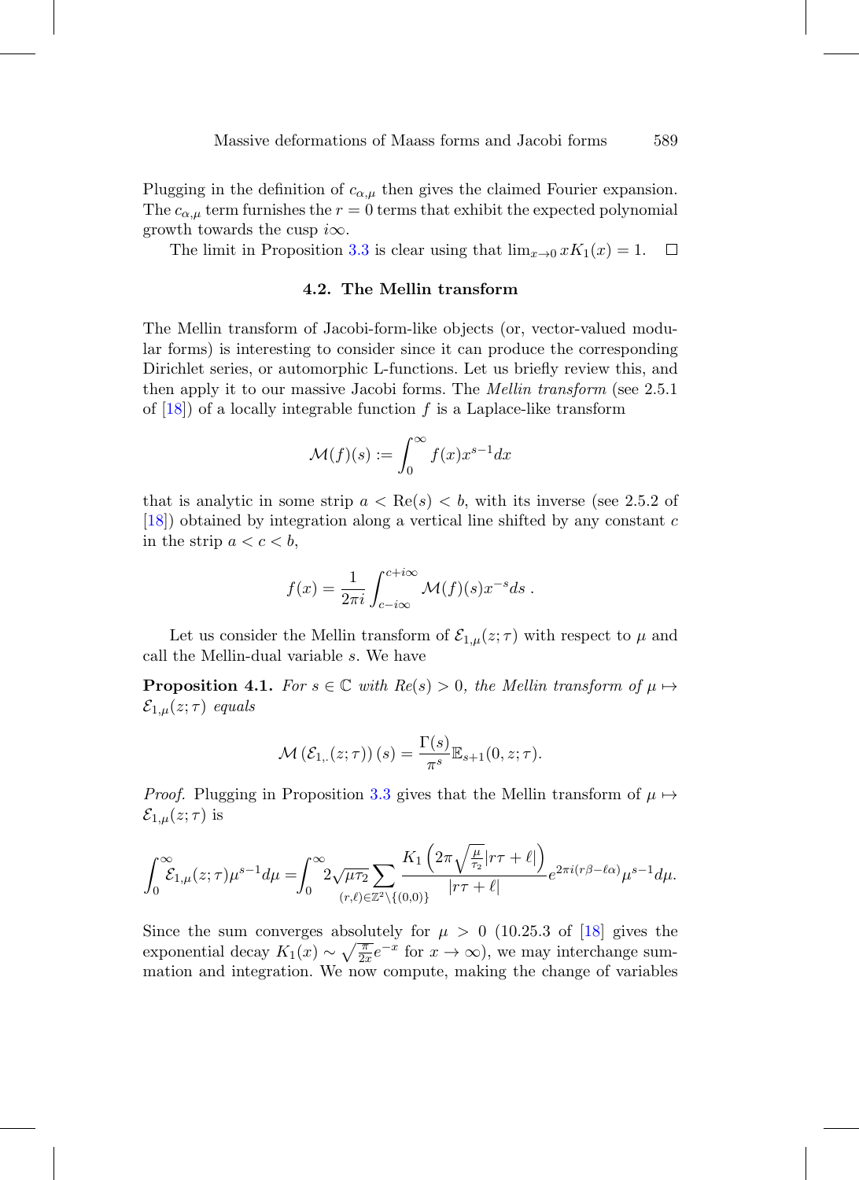Plugging in the definition of $c_{\alpha,\mu}$ then gives the claimed Fourier expansion. The $c_{\alpha,\mu}$ term furnishes the $r = 0$ terms that exhibit the expected polynomial growth towards the cusp $i\infty$.

The limit in Proposition 3.3 is clear using that $\lim_{x\to 0} xK_1(x) = 1$. $\square$

### 4.2. The Mellin transform

The Mellin transform of Jacobi-form-like objects (or, vector-valued modular forms) is interesting to consider since it can produce the corresponding Dirichlet series, or automorphic L-functions. Let us briefly review this, and then apply it to our massive Jacobi forms. The *Mellin transform* (see 2.5.1 of [18]) of a locally integrable function $f$ is a Laplace-like transform

$$\mathcal{M}(f)(s) := \int_0^\infty f(x)x^{s-1}dx$$

that is analytic in some strip $a < \mathrm{Re}(s) < b$, with its inverse (see 2.5.2 of [18]) obtained by integration along a vertical line shifted by any constant $c$ in the strip $a < c < b$,

$$f(x) = \frac{1}{2\pi i}\int_{c-i\infty}^{c+i\infty} \mathcal{M}(f)(s)x^{-s}ds\ .$$

Let us consider the Mellin transform of $\mathcal{E}_{1,\mu}(z;\tau)$ with respect to $\mu$ and call the Mellin-dual variable $s$. We have

**Proposition 4.1.** *For $s \in \mathbb{C}$ with $Re(s) > 0$, the Mellin transform of $\mu \mapsto \mathcal{E}_{1,\mu}(z;\tau)$ equals*

$$\mathcal{M}\left(\mathcal{E}_{1,\cdot}(z;\tau)\right)(s) = \frac{\Gamma(s)}{\pi^s}\mathbb{E}_{s+1}(0,z;\tau).$$

*Proof.* Plugging in Proposition 3.3 gives that the Mellin transform of $\mu \mapsto \mathcal{E}_{1,\mu}(z;\tau)$ is

$$\int_0^\infty \mathcal{E}_{1,\mu}(z;\tau)\mu^{s-1}d\mu = \int_0^\infty 2\sqrt{\mu\tau_2}\sum_{(r,\ell)\in\mathbb{Z}^2\setminus\{(0,0)\}}\frac{K_1\left(2\pi\sqrt{\frac{\mu}{\tau_2}}|r\tau+\ell|\right)}{|r\tau+\ell|}e^{2\pi i(r\beta-\ell\alpha)}\mu^{s-1}d\mu.$$

Since the sum converges absolutely for $\mu > 0$ (10.25.3 of [18] gives the exponential decay $K_1(x) \sim \sqrt{\frac{\pi}{2x}}e^{-x}$ for $x \to \infty$), we may interchange summation and integration. We now compute, making the change of variables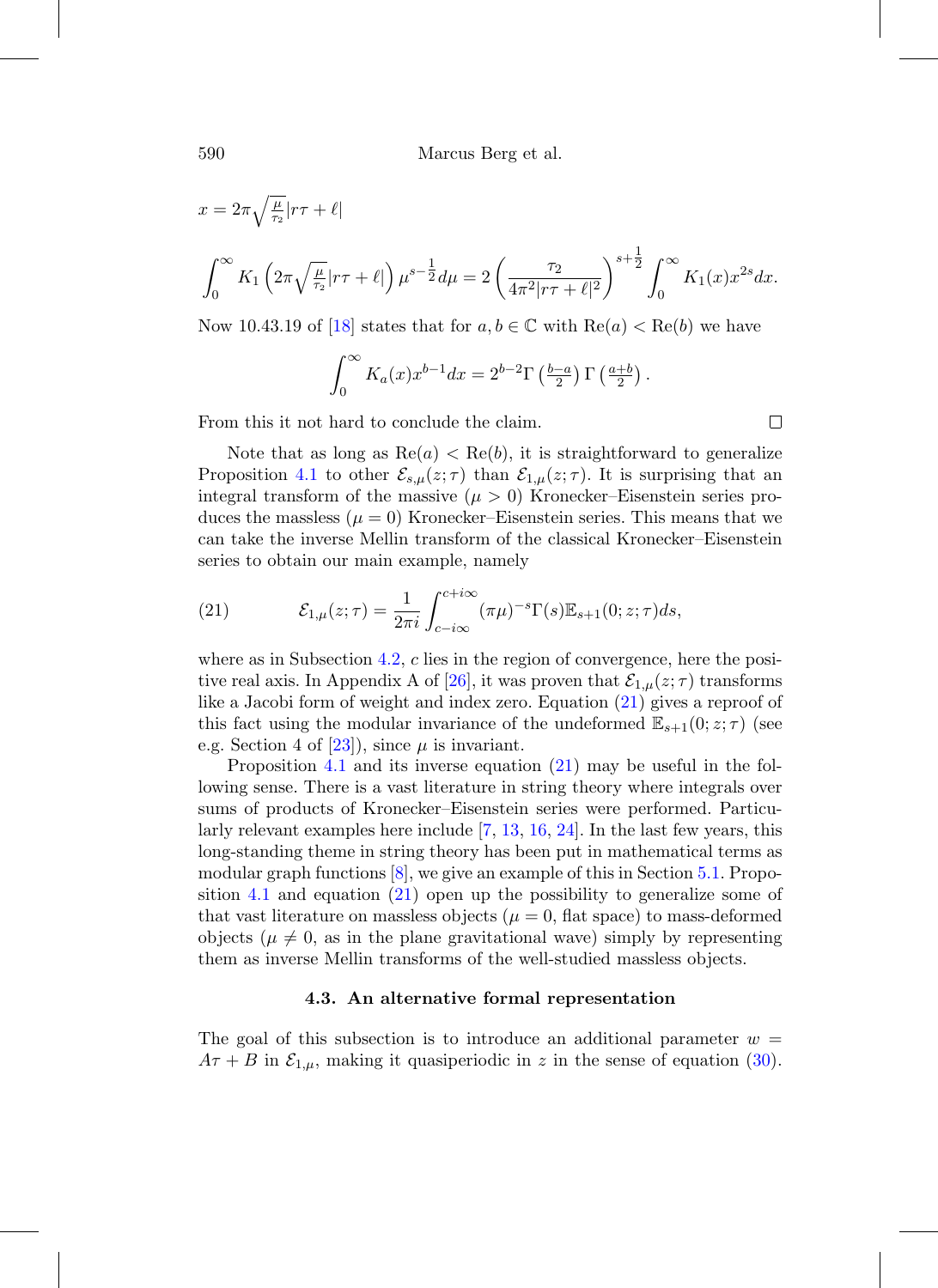$$x = 2\pi\sqrt{\tfrac{\mu}{\tau_2}}|r\tau+\ell|$$

$$\int_0^\infty K_1\left(2\pi\sqrt{\tfrac{\mu}{\tau_2}}|r\tau+\ell|\right)\mu^{s-\frac{1}{2}}d\mu = 2\left(\frac{\tau_2}{4\pi^2|r\tau+\ell|^2}\right)^{s+\frac{1}{2}}\int_0^\infty K_1(x)x^{2s}dx.$$

Now 10.43.19 of [18] states that for $a, b \in \mathbb{C}$ with $\mathrm{Re}(a) < \mathrm{Re}(b)$ we have

$$\int_0^\infty K_a(x)x^{b-1}dx = 2^{b-2}\Gamma\left(\tfrac{b-a}{2}\right)\Gamma\left(\tfrac{a+b}{2}\right).$$

From this it not hard to conclude the claim. □

Note that as long as $\mathrm{Re}(a) < \mathrm{Re}(b)$, it is straightforward to generalize Proposition 4.1 to other $\mathcal{E}_{s,\mu}(z;\tau)$ than $\mathcal{E}_{1,\mu}(z;\tau)$. It is surprising that an integral transform of the massive ($\mu > 0$) Kronecker–Eisenstein series produces the massless ($\mu = 0$) Kronecker–Eisenstein series. This means that we can take the inverse Mellin transform of the classical Kronecker–Eisenstein series to obtain our main example, namely

$$\mathcal{E}_{1,\mu}(z;\tau) = \frac{1}{2\pi i}\int_{c-i\infty}^{c+i\infty}(\pi\mu)^{-s}\Gamma(s)\mathbb{E}_{s+1}(0;z;\tau)ds, \tag{21}$$

where as in Subsection 4.2, $c$ lies in the region of convergence, here the positive real axis. In Appendix A of [26], it was proven that $\mathcal{E}_{1,\mu}(z;\tau)$ transforms like a Jacobi form of weight and index zero. Equation (21) gives a reproof of this fact using the modular invariance of the undeformed $\mathbb{E}_{s+1}(0;z;\tau)$ (see e.g. Section 4 of [23]), since $\mu$ is invariant.

Proposition 4.1 and its inverse equation (21) may be useful in the following sense. There is a vast literature in string theory where integrals over sums of products of Kronecker–Eisenstein series were performed. Particularly relevant examples here include [7, 13, 16, 24]. In the last few years, this long-standing theme in string theory has been put in mathematical terms as modular graph functions [8], we give an example of this in Section 5.1. Proposition 4.1 and equation (21) open up the possibility to generalize some of that vast literature on massless objects ($\mu = 0$, flat space) to mass-deformed objects ($\mu \neq 0$, as in the plane gravitational wave) simply by representing them as inverse Mellin transforms of the well-studied massless objects.

### 4.3. An alternative formal representation

The goal of this subsection is to introduce an additional parameter $w = A\tau + B$ in $\mathcal{E}_{1,\mu}$, making it quasiperiodic in $z$ in the sense of equation (30).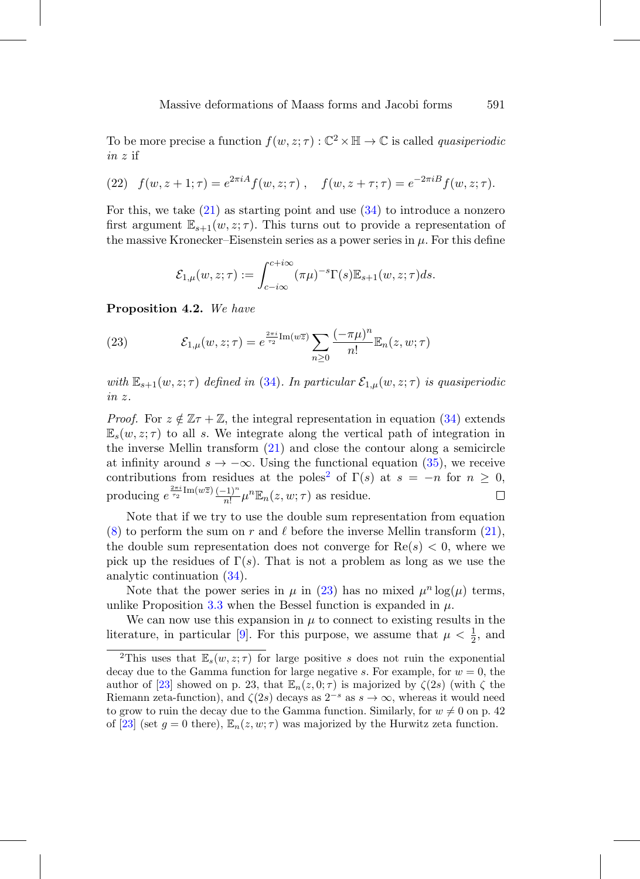To be more precise a function $f(w, z; \tau) : \mathbb{C}^2 \times \mathbb{H} \to \mathbb{C}$ is called *quasiperiodic in z* if

$$
(22)\quad f(w, z+1; \tau) = e^{2\pi i A} f(w, z; \tau)\,, \qquad f(w, z+\tau; \tau) = e^{-2\pi i B} f(w, z; \tau).
$$

For this, we take (21) as starting point and use (34) to introduce a nonzero first argument $\mathbb{E}_{s+1}(w, z; \tau)$. This turns out to provide a representation of the massive Kronecker–Eisenstein series as a power series in $\mu$. For this define

$$
\mathcal{E}_{1,\mu}(w, z; \tau) := \int_{c-i\infty}^{c+i\infty} (\pi\mu)^{-s} \Gamma(s) \mathbb{E}_{s+1}(w, z; \tau) ds.
$$

**Proposition 4.2.** *We have*

$$
(23)\qquad \mathcal{E}_{1,\mu}(w, z; \tau) = e^{\frac{2\pi i}{\tau_2}\mathrm{Im}(w\overline{z})} \sum_{n\geq 0} \frac{(-\pi\mu)^n}{n!} \mathbb{E}_n(z, w; \tau)
$$

*with $\mathbb{E}_{s+1}(w, z; \tau)$ defined in (34). In particular $\mathcal{E}_{1,\mu}(w, z; \tau)$ is quasiperiodic in $z$.*

*Proof.* For $z \notin \mathbb{Z}\tau + \mathbb{Z}$, the integral representation in equation (34) extends $\mathbb{E}_s(w, z; \tau)$ to all $s$. We integrate along the vertical path of integration in the inverse Mellin transform (21) and close the contour along a semicircle at infinity around $s \to -\infty$. Using the functional equation (35), we receive contributions from residues at the poles[2] of $\Gamma(s)$ at $s = -n$ for $n \geq 0$, producing $e^{\frac{2\pi i}{\tau_2}\mathrm{Im}(w\overline{z})} \frac{(-1)^n}{n!} \mu^n \mathbb{E}_n(z, w; \tau)$ as residue. □

Note that if we try to use the double sum representation from equation (8) to perform the sum on $r$ and $\ell$ before the inverse Mellin transform (21), the double sum representation does not converge for $\mathrm{Re}(s) < 0$, where we pick up the residues of $\Gamma(s)$. That is not a problem as long as we use the analytic continuation (34).

Note that the power series in $\mu$ in (23) has no mixed $\mu^n \log(\mu)$ terms, unlike Proposition 3.3 when the Bessel function is expanded in $\mu$.

We can now use this expansion in $\mu$ to connect to existing results in the literature, in particular [9]. For this purpose, we assume that $\mu < \frac{1}{2}$, and

[2] This uses that $\mathbb{E}_s(w, z; \tau)$ for large positive $s$ does not ruin the exponential decay due to the Gamma function for large negative $s$. For example, for $w = 0$, the author of [23] showed on p. 23, that $\mathbb{E}_n(z, 0; \tau)$ is majorized by $\zeta(2s)$ (with $\zeta$ the Riemann zeta-function), and $\zeta(2s)$ decays as $2^{-s}$ as $s \to \infty$, whereas it would need to grow to ruin the decay due to the Gamma function. Similarly, for $w \neq 0$ on p. 42 of [23] (set $g = 0$ there), $\mathbb{E}_n(z, w; \tau)$ was majorized by the Hurwitz zeta function.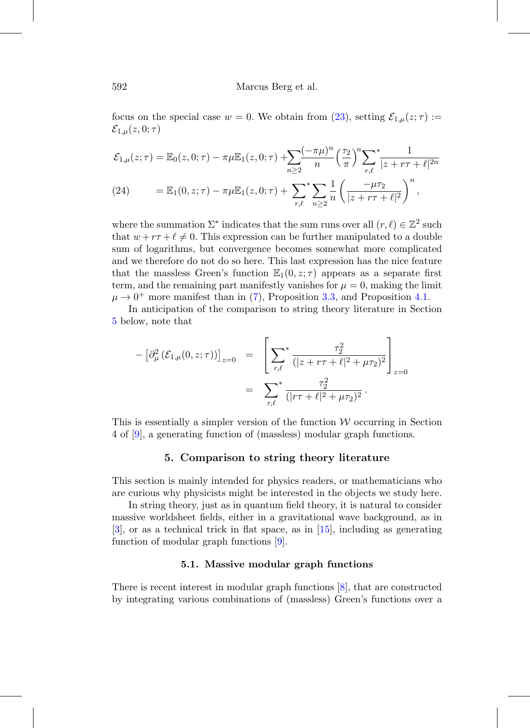focus on the special case $w = 0$. We obtain from (23), setting $\mathcal{E}_{1,\mu}(z;\tau) := \mathcal{E}_{1,\mu}(z,0;\tau)$

$$
\begin{aligned}
\mathcal{E}_{1,\mu}(z;\tau) &= \mathbb{E}_0(z,0;\tau) - \pi\mu\mathbb{E}_1(z,0;\tau) + \sum_{n\geq 2}\frac{(-\pi\mu)^n}{n}\left(\frac{\tau_2}{\pi}\right)^n {\sum_{r,\ell}}^* \frac{1}{|z+r\tau+\ell|^{2n}} \\
&= \mathbb{E}_1(0,z;\tau) - \pi\mu\mathbb{E}_1(z,0;\tau) + {\sum_{r,\ell}}^* \sum_{n\geq 2} \frac{1}{n}\left(\frac{-\mu\tau_2}{|z+r\tau+\ell|^2}\right)^n, \qquad (24)
\end{aligned}
$$

where the summation $\Sigma^*$ indicates that the sum runs over all $(r,\ell) \in \mathbb{Z}^2$ such that $w + r\tau + \ell \neq 0$. This expression can be further manipulated to a double sum of logarithms, but convergence becomes somewhat more complicated and we therefore do not do so here. This last expression has the nice feature that the massless Green's function $\mathbb{E}_1(0,z;\tau)$ appears as a separate first term, and the remaining part manifestly vanishes for $\mu = 0$, making the limit $\mu \to 0^+$ more manifest than in (7), Proposition 3.3, and Proposition 4.1.

In anticipation of the comparison to string theory literature in Section 5 below, note that

$$
\begin{aligned}
-\left[\partial_\mu^2\left(\mathcal{E}_{1,\mu}(0,z;\tau)\right)\right]_{z=0} &= \left[{\sum_{r,\ell}}^* \frac{\tau_2^2}{(|z+r\tau+\ell|^2+\mu\tau_2)^2}\right]_{z=0} \\
&= {\sum_{r,\ell}}^* \frac{\tau_2^2}{(|r\tau+\ell|^2+\mu\tau_2)^2}.
\end{aligned}
$$

This is essentially a simpler version of the function $\mathcal{W}$ occurring in Section 4 of [9], a generating function of (massless) modular graph functions.

## 5. Comparison to string theory literature

This section is mainly intended for physics readers, or mathematicians who are curious why physicists might be interested in the objects we study here.

In string theory, just as in quantum field theory, it is natural to consider massive worldsheet fields, either in a gravitational wave background, as in [3], or as a technical trick in flat space, as in [15], including as generating function of modular graph functions [9].

### 5.1. Massive modular graph functions

There is recent interest in modular graph functions [8], that are constructed by integrating various combinations of (massless) Green's functions over a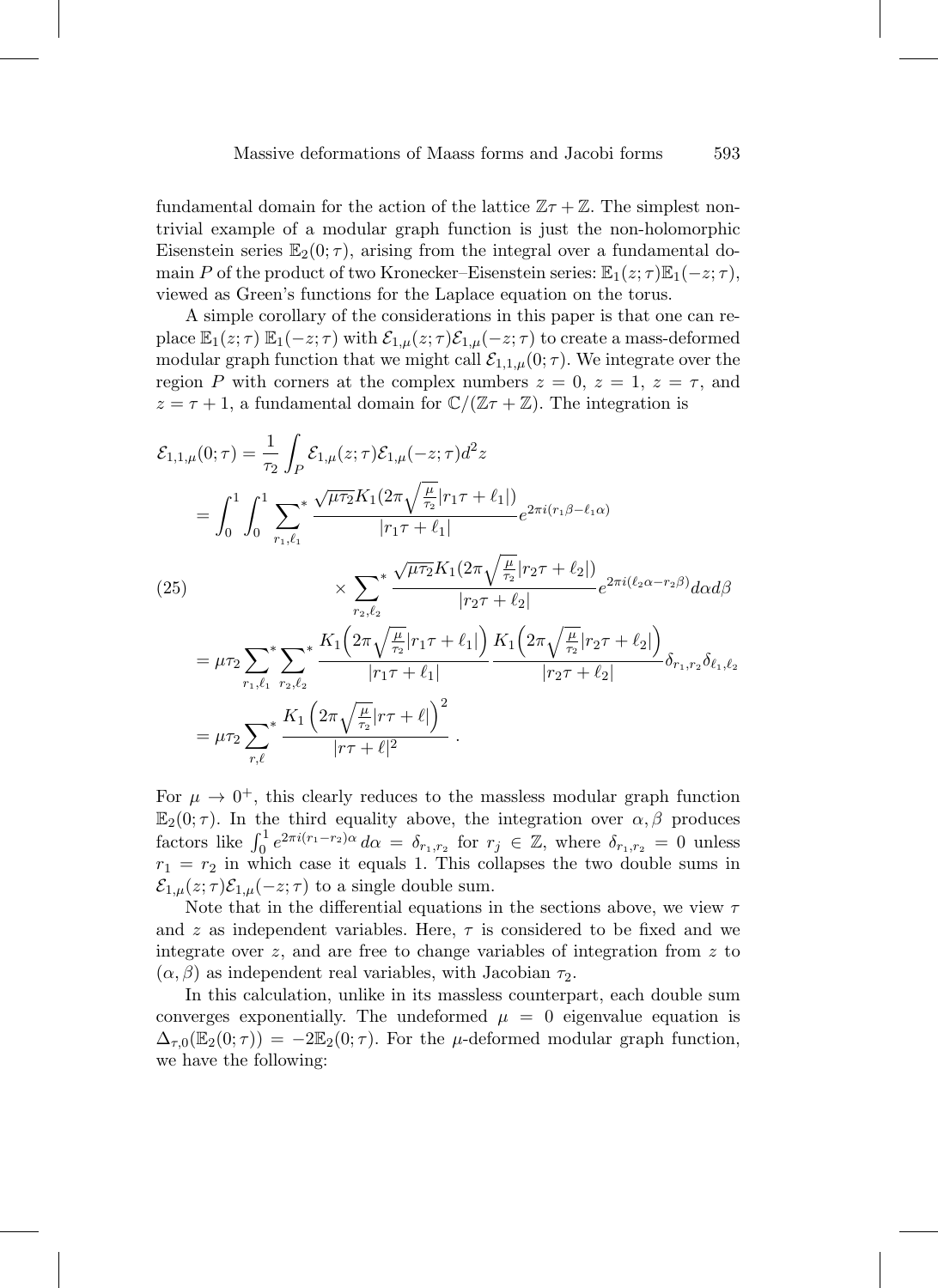fundamental domain for the action of the lattice $\mathbb{Z}\tau + \mathbb{Z}$. The simplest non-trivial example of a modular graph function is just the non-holomorphic Eisenstein series $\mathbb{E}_2(0;\tau)$, arising from the integral over a fundamental domain $P$ of the product of two Kronecker–Eisenstein series: $\mathbb{E}_1(z;\tau)\mathbb{E}_1(-z;\tau)$, viewed as Green's functions for the Laplace equation on the torus.

A simple corollary of the considerations in this paper is that one can replace $\mathbb{E}_1(z;\tau)\,\mathbb{E}_1(-z;\tau)$ with $\mathcal{E}_{1,\mu}(z;\tau)\mathcal{E}_{1,\mu}(-z;\tau)$ to create a mass-deformed modular graph function that we might call $\mathcal{E}_{1,1,\mu}(0;\tau)$. We integrate over the region $P$ with corners at the complex numbers $z = 0$, $z = 1$, $z = \tau$, and $z = \tau + 1$, a fundamental domain for $\mathbb{C}/(\mathbb{Z}\tau + \mathbb{Z})$. The integration is

$$
\begin{aligned}
\mathcal{E}_{1,1,\mu}(0;\tau) &= \frac{1}{\tau_2}\int_P \mathcal{E}_{1,\mu}(z;\tau)\mathcal{E}_{1,\mu}(-z;\tau)d^2z \\
&= \int_0^1\int_0^1 {\sum_{r_1,\ell_1}}^{*} \frac{\sqrt{\mu\tau_2}K_1(2\pi\sqrt{\frac{\mu}{\tau_2}}|r_1\tau+\ell_1|)}{|r_1\tau+\ell_1|}e^{2\pi i(r_1\beta-\ell_1\alpha)} \\
&\qquad\times {\sum_{r_2,\ell_2}}^{*} \frac{\sqrt{\mu\tau_2}K_1(2\pi\sqrt{\frac{\mu}{\tau_2}}|r_2\tau+\ell_2|)}{|r_2\tau+\ell_2|}e^{2\pi i(\ell_2\alpha-r_2\beta)}d\alpha d\beta \\
&= \mu\tau_2 {\sum_{r_1,\ell_1}}^{*}{\sum_{r_2,\ell_2}}^{*} \frac{K_1\Big(2\pi\sqrt{\frac{\mu}{\tau_2}}|r_1\tau+\ell_1|\Big)}{|r_1\tau+\ell_1|}\frac{K_1\Big(2\pi\sqrt{\frac{\mu}{\tau_2}}|r_2\tau+\ell_2|\Big)}{|r_2\tau+\ell_2|}\delta_{r_1,r_2}\delta_{\ell_1,\ell_2} \\
&= \mu\tau_2 {\sum_{r,\ell}}^{*} \frac{K_1\left(2\pi\sqrt{\frac{\mu}{\tau_2}}|r\tau+\ell|\right)^2}{|r\tau+\ell|^2}\ .
\end{aligned}
\tag{25}
$$

For $\mu \to 0^+$, this clearly reduces to the massless modular graph function $\mathbb{E}_2(0;\tau)$. In the third equality above, the integration over $\alpha, \beta$ produces factors like $\int_0^1 e^{2\pi i(r_1-r_2)\alpha}\,d\alpha = \delta_{r_1,r_2}$ for $r_j \in \mathbb{Z}$, where $\delta_{r_1,r_2} = 0$ unless $r_1 = r_2$ in which case it equals 1. This collapses the two double sums in $\mathcal{E}_{1,\mu}(z;\tau)\mathcal{E}_{1,\mu}(-z;\tau)$ to a single double sum.

Note that in the differential equations in the sections above, we view $\tau$ and $z$ as independent variables. Here, $\tau$ is considered to be fixed and we integrate over $z$, and are free to change variables of integration from $z$ to $(\alpha, \beta)$ as independent real variables, with Jacobian $\tau_2$.

In this calculation, unlike in its massless counterpart, each double sum converges exponentially. The undeformed $\mu = 0$ eigenvalue equation is $\Delta_{\tau,0}(\mathbb{E}_2(0;\tau)) = -2\mathbb{E}_2(0;\tau)$. For the $\mu$-deformed modular graph function, we have the following: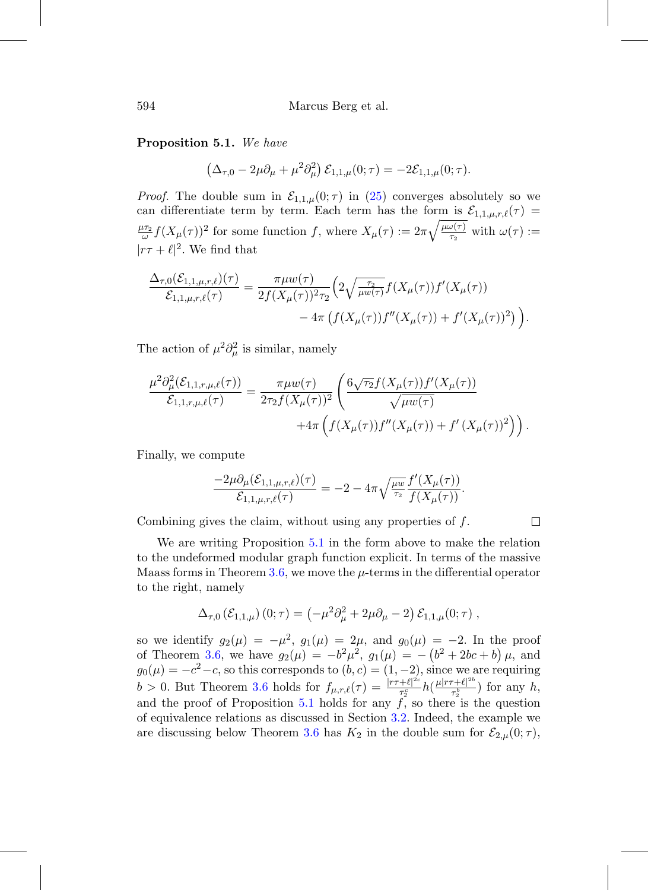**Proposition 5.1.** *We have*

$$\left(\Delta_{\tau,0} - 2\mu\partial_\mu + \mu^2\partial_\mu^2\right)\mathcal{E}_{1,1,\mu}(0;\tau) = -2\mathcal{E}_{1,1,\mu}(0;\tau).$$

*Proof.* The double sum in $\mathcal{E}_{1,1,\mu}(0;\tau)$ in (25) converges absolutely so we can differentiate term by term. Each term has the form is $\mathcal{E}_{1,1,\mu,r,\ell}(\tau) = \frac{\mu\tau_2}{\omega}f(X_\mu(\tau))^2$ for some function $f$, where $X_\mu(\tau) := 2\pi\sqrt{\frac{\mu\omega(\tau)}{\tau_2}}$ with $\omega(\tau) := |r\tau+\ell|^2$. We find that

$$\frac{\Delta_{\tau,0}(\mathcal{E}_{1,1,\mu,r,\ell})(\tau)}{\mathcal{E}_{1,1,\mu,r,\ell}(\tau)} = \frac{\pi\mu w(\tau)}{2f(X_\mu(\tau))^2\tau_2}\Big(2\sqrt{\tfrac{\tau_2}{\mu w(\tau)}}f(X_\mu(\tau))f'(X_\mu(\tau)) - 4\pi\left(f(X_\mu(\tau))f''(X_\mu(\tau)) + f'(X_\mu(\tau))^2\right)\Big).$$

The action of $\mu^2\partial_\mu^2$ is similar, namely

$$\frac{\mu^2\partial_\mu^2(\mathcal{E}_{1,1,r,\mu,\ell}(\tau))}{\mathcal{E}_{1,1,r,\mu,\ell}(\tau)} = \frac{\pi\mu w(\tau)}{2\tau_2 f(X_\mu(\tau))^2}\left(\frac{6\sqrt{\tau_2}f(X_\mu(\tau))f'(X_\mu(\tau))}{\sqrt{\mu w(\tau)}} + 4\pi\left(f(X_\mu(\tau))f''(X_\mu(\tau)) + f'\left(X_\mu(\tau)\right)^2\right)\right).$$

Finally, we compute

$$\frac{-2\mu\partial_\mu(\mathcal{E}_{1,1,\mu,r,\ell})(\tau)}{\mathcal{E}_{1,1,\mu,r,\ell}(\tau)} = -2 - 4\pi\sqrt{\tfrac{\mu w}{\tau_2}}\frac{f'(X_\mu(\tau))}{f(X_\mu(\tau))}.$$

Combining gives the claim, without using any properties of $f$. □

We are writing Proposition 5.1 in the form above to make the relation to the undeformed modular graph function explicit. In terms of the massive Maass forms in Theorem 3.6, we move the $\mu$-terms in the differential operator to the right, namely

$$\Delta_{\tau,0}\left(\mathcal{E}_{1,1,\mu}\right)(0;\tau) = \left(-\mu^2\partial_\mu^2 + 2\mu\partial_\mu - 2\right)\mathcal{E}_{1,1,\mu}(0;\tau)\ ,$$

so we identify $g_2(\mu) = -\mu^2$, $g_1(\mu) = 2\mu$, and $g_0(\mu) = -2$. In the proof of Theorem 3.6, we have $g_2(\mu) = -b^2\mu^2$, $g_1(\mu) = -\left(b^2+2bc+b\right)\mu$, and $g_0(\mu) = -c^2 - c$, so this corresponds to $(b,c) = (1,-2)$, since we are requiring $b > 0$. But Theorem 3.6 holds for $f_{\mu,r,\ell}(\tau) = \frac{|r\tau+\ell|^{2c}}{\tau_2^c}h(\frac{\mu|r\tau+\ell|^{2b}}{\tau_2^b})$ for any $h$, and the proof of Proposition 5.1 holds for any $f$, so there is the question of equivalence relations as discussed in Section 3.2. Indeed, the example we are discussing below Theorem 3.6 has $K_2$ in the double sum for $\mathcal{E}_{2,\mu}(0;\tau)$,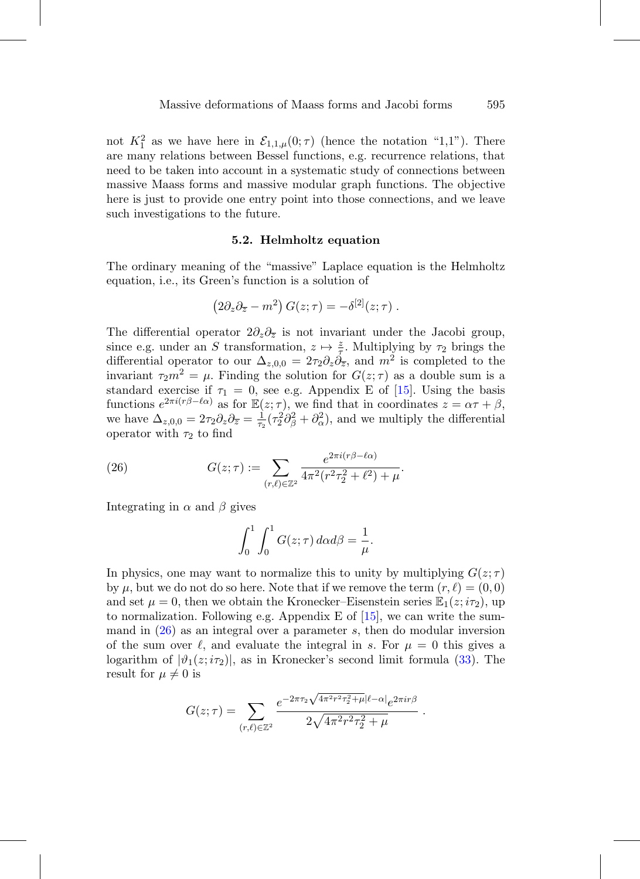not $K_1^2$ as we have here in $\mathcal{E}_{1,1,\mu}(0;\tau)$ (hence the notation "1,1"). There are many relations between Bessel functions, e.g. recurrence relations, that need to be taken into account in a systematic study of connections between massive Maass forms and massive modular graph functions. The objective here is just to provide one entry point into those connections, and we leave such investigations to the future.

### 5.2. Helmholtz equation

The ordinary meaning of the "massive" Laplace equation is the Helmholtz equation, i.e., its Green's function is a solution of

$$\left(2\partial_z\partial_{\overline{z}} - m^2\right) G(z;\tau) = -\delta^{[2]}(z;\tau)\ .$$

The differential operator $2\partial_z\partial_{\overline{z}}$ is not invariant under the Jacobi group, since e.g. under an $S$ transformation, $z \mapsto \frac{z}{\tau}$. Multiplying by $\tau_2$ brings the differential operator to our $\Delta_{z,0,0} = 2\tau_2\partial_z\partial_{\overline{z}}$, and $m^2$ is completed to the invariant $\tau_2 m^2 = \mu$. Finding the solution for $G(z;\tau)$ as a double sum is a standard exercise if $\tau_1 = 0$, see e.g. Appendix E of [15]. Using the basis functions $e^{2\pi i(r\beta-\ell\alpha)}$ as for $\mathbb{E}(z;\tau)$, we find that in coordinates $z = \alpha\tau + \beta$, we have $\Delta_{z,0,0} = 2\tau_2\partial_z\partial_{\overline{z}} = \frac{1}{\tau_2}(\tau_2^2\partial_\beta^2 + \partial_\alpha^2)$, and we multiply the differential operator with $\tau_2$ to find

$$G(z;\tau) := \sum_{(r,\ell)\in\mathbb{Z}^2} \frac{e^{2\pi i(r\beta-\ell\alpha)}}{4\pi^2(r^2\tau_2^2 + \ell^2) + \mu}. \tag{26}$$

Integrating in $\alpha$ and $\beta$ gives

$$\int_0^1\int_0^1 G(z;\tau)\, d\alpha d\beta = \frac{1}{\mu}.$$

In physics, one may want to normalize this to unity by multiplying $G(z;\tau)$ by $\mu$, but we do not do so here. Note that if we remove the term $(r,\ell) = (0,0)$ and set $\mu = 0$, then we obtain the Kronecker–Eisenstein series $\mathbb{E}_1(z;i\tau_2)$, up to normalization. Following e.g. Appendix E of [15], we can write the summand in (26) as an integral over a parameter $s$, then do modular inversion of the sum over $\ell$, and evaluate the integral in $s$. For $\mu = 0$ this gives a logarithm of $|\vartheta_1(z;i\tau_2)|$, as in Kronecker's second limit formula (33). The result for $\mu \neq 0$ is

$$G(z;\tau) = \sum_{(r,\ell)\in\mathbb{Z}^2} \frac{e^{-2\pi\tau_2\sqrt{4\pi^2r^2\tau_2^2+\mu}|\ell-\alpha|}e^{2\pi i r\beta}}{2\sqrt{4\pi^2r^2\tau_2^2+\mu}}\ .$$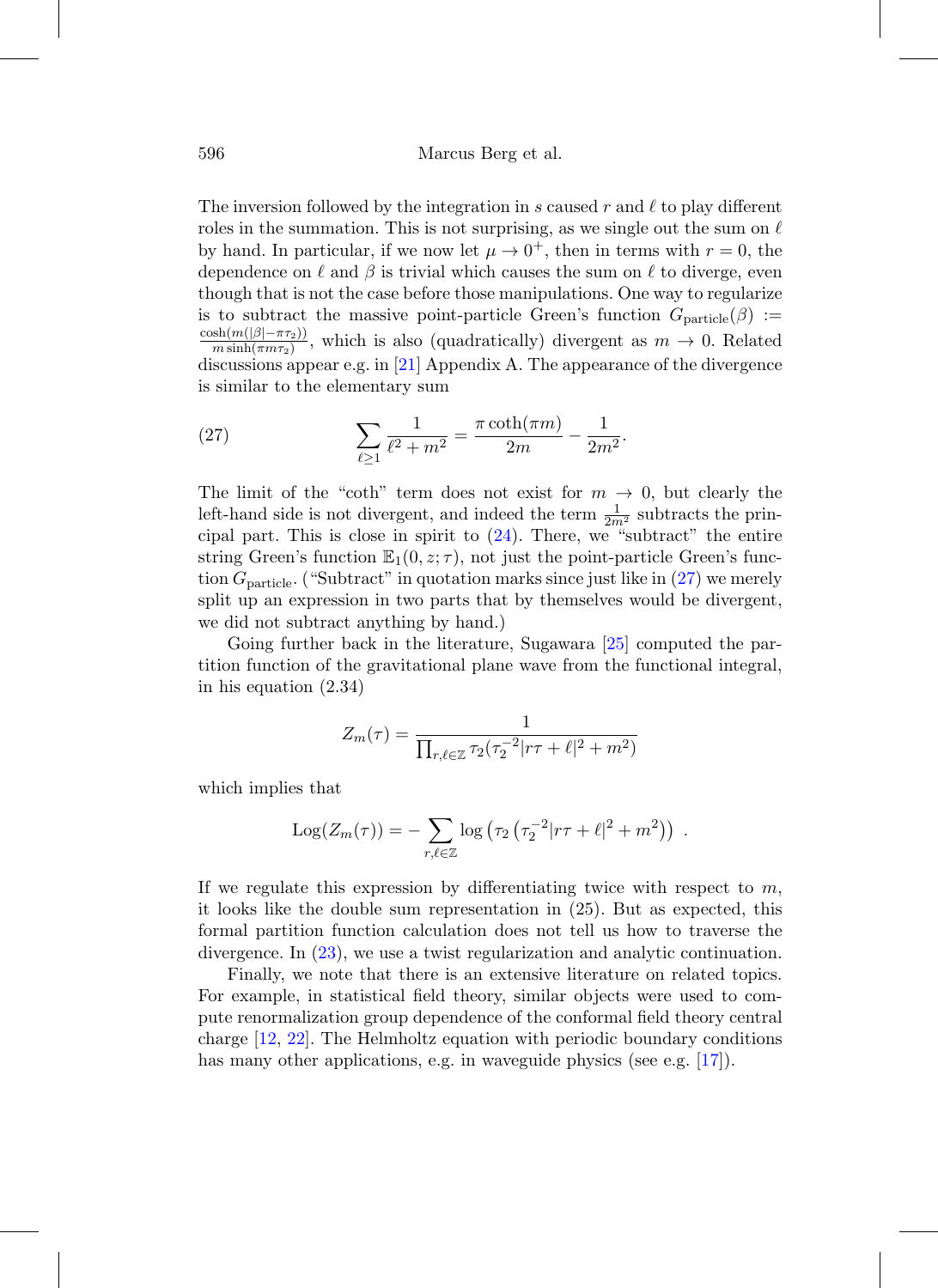The inversion followed by the integration in $s$ caused $r$ and $\ell$ to play different roles in the summation. This is not surprising, as we single out the sum on $\ell$ by hand. In particular, if we now let $\mu \to 0^+$, then in terms with $r = 0$, the dependence on $\ell$ and $\beta$ is trivial which causes the sum on $\ell$ to diverge, even though that is not the case before those manipulations. One way to regularize is to subtract the massive point-particle Green's function $G_{\text{particle}}(\beta) := \frac{\cosh(m(|\beta| - \pi\tau_2))}{m \sinh(\pi m \tau_2)}$, which is also (quadratically) divergent as $m \to 0$. Related discussions appear e.g. in [21] Appendix A. The appearance of the divergence is similar to the elementary sum

$$\sum_{\ell \geq 1} \frac{1}{\ell^2 + m^2} = \frac{\pi \coth(\pi m)}{2m} - \frac{1}{2m^2}. \tag{27}$$

The limit of the "coth" term does not exist for $m \to 0$, but clearly the left-hand side is not divergent, and indeed the term $\frac{1}{2m^2}$ subtracts the principal part. This is close in spirit to (24). There, we "subtract" the entire string Green's function $\mathbb{E}_1(0, z; \tau)$, not just the point-particle Green's function $G_{\text{particle}}$. ("Subtract" in quotation marks since just like in (27) we merely split up an expression in two parts that by themselves would be divergent, we did not subtract anything by hand.)

Going further back in the literature, Sugawara [25] computed the partition function of the gravitational plane wave from the functional integral, in his equation (2.34)

$$Z_m(\tau) = \frac{1}{\prod_{r,\ell \in \mathbb{Z}} \tau_2(\tau_2^{-2}|r\tau + \ell|^2 + m^2)}$$

which implies that

$$\operatorname{Log}(Z_m(\tau)) = -\sum_{r,\ell \in \mathbb{Z}} \log\left(\tau_2\left(\tau_2^{-2}|r\tau + \ell|^2 + m^2\right)\right) .$$

If we regulate this expression by differentiating twice with respect to $m$, it looks like the double sum representation in (25). But as expected, this formal partition function calculation does not tell us how to traverse the divergence. In (23), we use a twist regularization and analytic continuation.

Finally, we note that there is an extensive literature on related topics. For example, in statistical field theory, similar objects were used to compute renormalization group dependence of the conformal field theory central charge [12, 22]. The Helmholtz equation with periodic boundary conditions has many other applications, e.g. in waveguide physics (see e.g. [17]).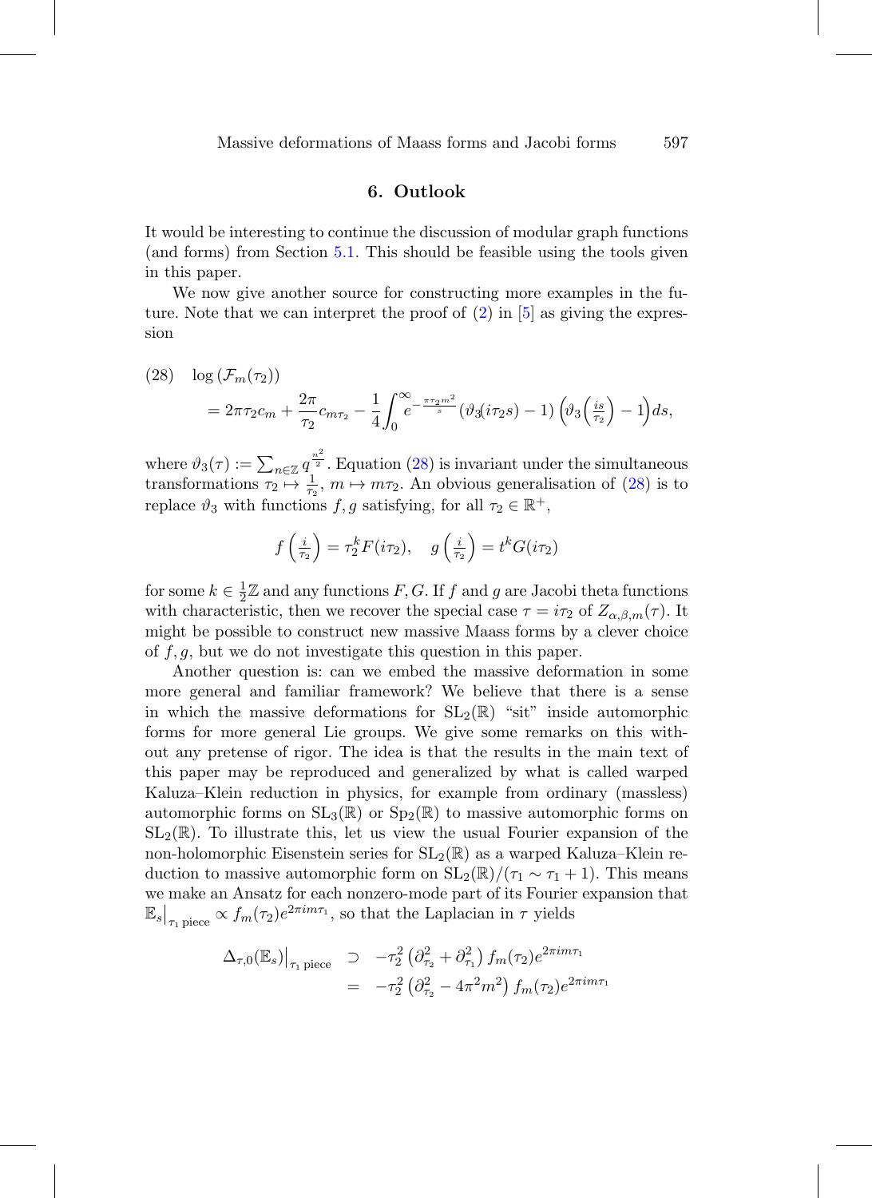## 6. Outlook

It would be interesting to continue the discussion of modular graph functions (and forms) from Section 5.1. This should be feasible using the tools given in this paper.

We now give another source for constructing more examples in the future. Note that we can interpret the proof of (2) in [5] as giving the expression

$$\log\left(\mathcal{F}_m(\tau_2)\right) = 2\pi\tau_2 c_m + \frac{2\pi}{\tau_2} c_{m\tau_2} - \frac{1}{4}\int_0^\infty e^{-\frac{\pi\tau_2 m^2}{s}} \left(\vartheta_3(i\tau_2 s) - 1\right)\left(\vartheta_3\!\left(\tfrac{is}{\tau_2}\right) - 1\right) ds, \tag{28}$$

where $\vartheta_3(\tau) := \sum_{n\in\mathbb{Z}} q^{\frac{n^2}{2}}$. Equation (28) is invariant under the simultaneous transformations $\tau_2 \mapsto \frac{1}{\tau_2}$, $m \mapsto m\tau_2$. An obvious generalisation of (28) is to replace $\vartheta_3$ with functions $f, g$ satisfying, for all $\tau_2 \in \mathbb{R}^+$,

$$f\left(\tfrac{i}{\tau_2}\right) = \tau_2^k F(i\tau_2), \quad g\left(\tfrac{i}{\tau_2}\right) = t^k G(i\tau_2)$$

for some $k \in \frac{1}{2}\mathbb{Z}$ and any functions $F, G$. If $f$ and $g$ are Jacobi theta functions with characteristic, then we recover the special case $\tau = i\tau_2$ of $Z_{\alpha,\beta,m}(\tau)$. It might be possible to construct new massive Maass forms by a clever choice of $f, g$, but we do not investigate this question in this paper.

Another question is: can we embed the massive deformation in some more general and familiar framework? We believe that there is a sense in which the massive deformations for $\mathrm{SL}_2(\mathbb{R})$ "sit" inside automorphic forms for more general Lie groups. We give some remarks on this without any pretense of rigor. The idea is that the results in the main text of this paper may be reproduced and generalized by what is called warped Kaluza–Klein reduction in physics, for example from ordinary (massless) automorphic forms on $\mathrm{SL}_3(\mathbb{R})$ or $\mathrm{Sp}_2(\mathbb{R})$ to massive automorphic forms on $\mathrm{SL}_2(\mathbb{R})$. To illustrate this, let us view the usual Fourier expansion of the non-holomorphic Eisenstein series for $\mathrm{SL}_2(\mathbb{R})$ as a warped Kaluza–Klein reduction to massive automorphic form on $\mathrm{SL}_2(\mathbb{R})/(\tau_1 \sim \tau_1 + 1)$. This means we make an Ansatz for each nonzero-mode part of its Fourier expansion that $\mathbb{E}_s\big|_{\tau_1 \text{ piece}} \propto f_m(\tau_2)e^{2\pi i m\tau_1}$, so that the Laplacian in $\tau$ yields

$$\begin{aligned}
\Delta_{\tau,0}(\mathbb{E}_s)\big|_{\tau_1 \text{ piece}} &\supset -\tau_2^2\left(\partial_{\tau_2}^2 + \partial_{\tau_1}^2\right) f_m(\tau_2)e^{2\pi i m\tau_1} \\
&= -\tau_2^2\left(\partial_{\tau_2}^2 - 4\pi^2 m^2\right) f_m(\tau_2)e^{2\pi i m\tau_1}
\end{aligned}$$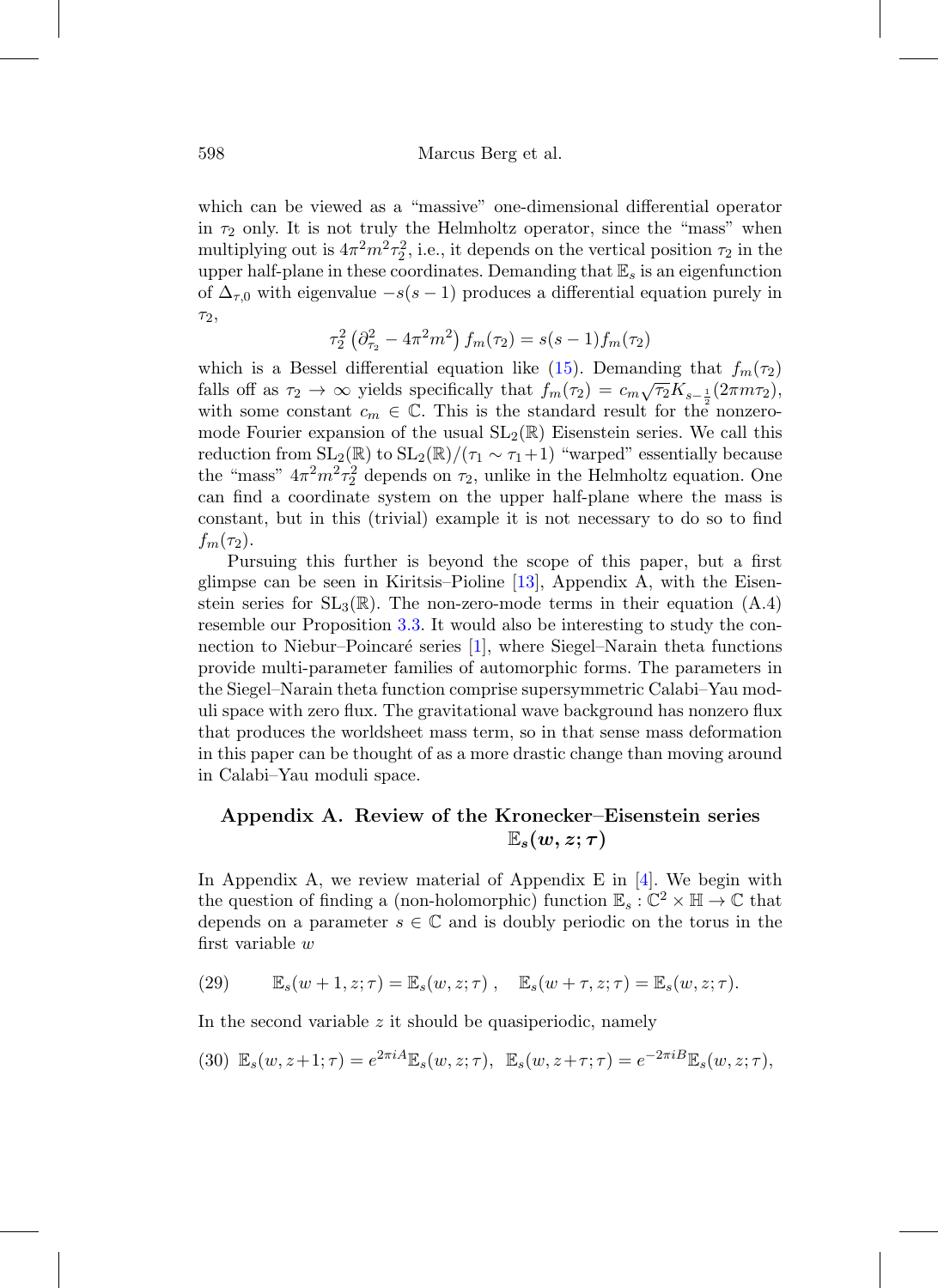which can be viewed as a "massive" one-dimensional differential operator in $\tau_2$ only. It is not truly the Helmholtz operator, since the "mass" when multiplying out is $4\pi^2 m^2 \tau_2^2$, i.e., it depends on the vertical position $\tau_2$ in the upper half-plane in these coordinates. Demanding that $\mathbb{E}_s$ is an eigenfunction of $\Delta_{\tau,0}$ with eigenvalue $-s(s-1)$ produces a differential equation purely in $\tau_2$,

$$\tau_2^2 \left(\partial_{\tau_2}^2 - 4\pi^2 m^2\right) f_m(\tau_2) = s(s-1) f_m(\tau_2)$$

which is a Bessel differential equation like (15). Demanding that $f_m(\tau_2)$ falls off as $\tau_2 \to \infty$ yields specifically that $f_m(\tau_2) = c_m \sqrt{\tau_2} K_{s-\frac{1}{2}}(2\pi m \tau_2)$, with some constant $c_m \in \mathbb{C}$. This is the standard result for the nonzero-mode Fourier expansion of the usual $\mathrm{SL}_2(\mathbb{R})$ Eisenstein series. We call this reduction from $\mathrm{SL}_2(\mathbb{R})$ to $\mathrm{SL}_2(\mathbb{R})/(\tau_1 \sim \tau_1 + 1)$ "warped" essentially because the "mass" $4\pi^2 m^2 \tau_2^2$ depends on $\tau_2$, unlike in the Helmholtz equation. One can find a coordinate system on the upper half-plane where the mass is constant, but in this (trivial) example it is not necessary to do so to find $f_m(\tau_2)$.

Pursuing this further is beyond the scope of this paper, but a first glimpse can be seen in Kiritsis–Pioline [13], Appendix A, with the Eisenstein series for $\mathrm{SL}_3(\mathbb{R})$. The non-zero-mode terms in their equation (A.4) resemble our Proposition 3.3. It would also be interesting to study the connection to Niebur–Poincaré series [1], where Siegel–Narain theta functions provide multi-parameter families of automorphic forms. The parameters in the Siegel–Narain theta function comprise supersymmetric Calabi–Yau moduli space with zero flux. The gravitational wave background has nonzero flux that produces the worldsheet mass term, so in that sense mass deformation in this paper can be thought of as a more drastic change than moving around in Calabi–Yau moduli space.

## Appendix A. Review of the Kronecker–Eisenstein series $\mathbb{E}_s(w, z; \tau)$

In Appendix A, we review material of Appendix E in [4]. We begin with the question of finding a (non-holomorphic) function $\mathbb{E}_s : \mathbb{C}^2 \times \mathbb{H} \to \mathbb{C}$ that depends on a parameter $s \in \mathbb{C}$ and is doubly periodic on the torus in the first variable $w$

$$\mathbb{E}_s(w+1, z; \tau) = \mathbb{E}_s(w, z; \tau), \quad \mathbb{E}_s(w+\tau, z; \tau) = \mathbb{E}_s(w, z; \tau). \tag{29}$$

In the second variable $z$ it should be quasiperiodic, namely

$$\mathbb{E}_s(w, z+1; \tau) = e^{2\pi i A} \mathbb{E}_s(w, z; \tau), \;\; \mathbb{E}_s(w, z+\tau; \tau) = e^{-2\pi i B} \mathbb{E}_s(w, z; \tau), \tag{30}$$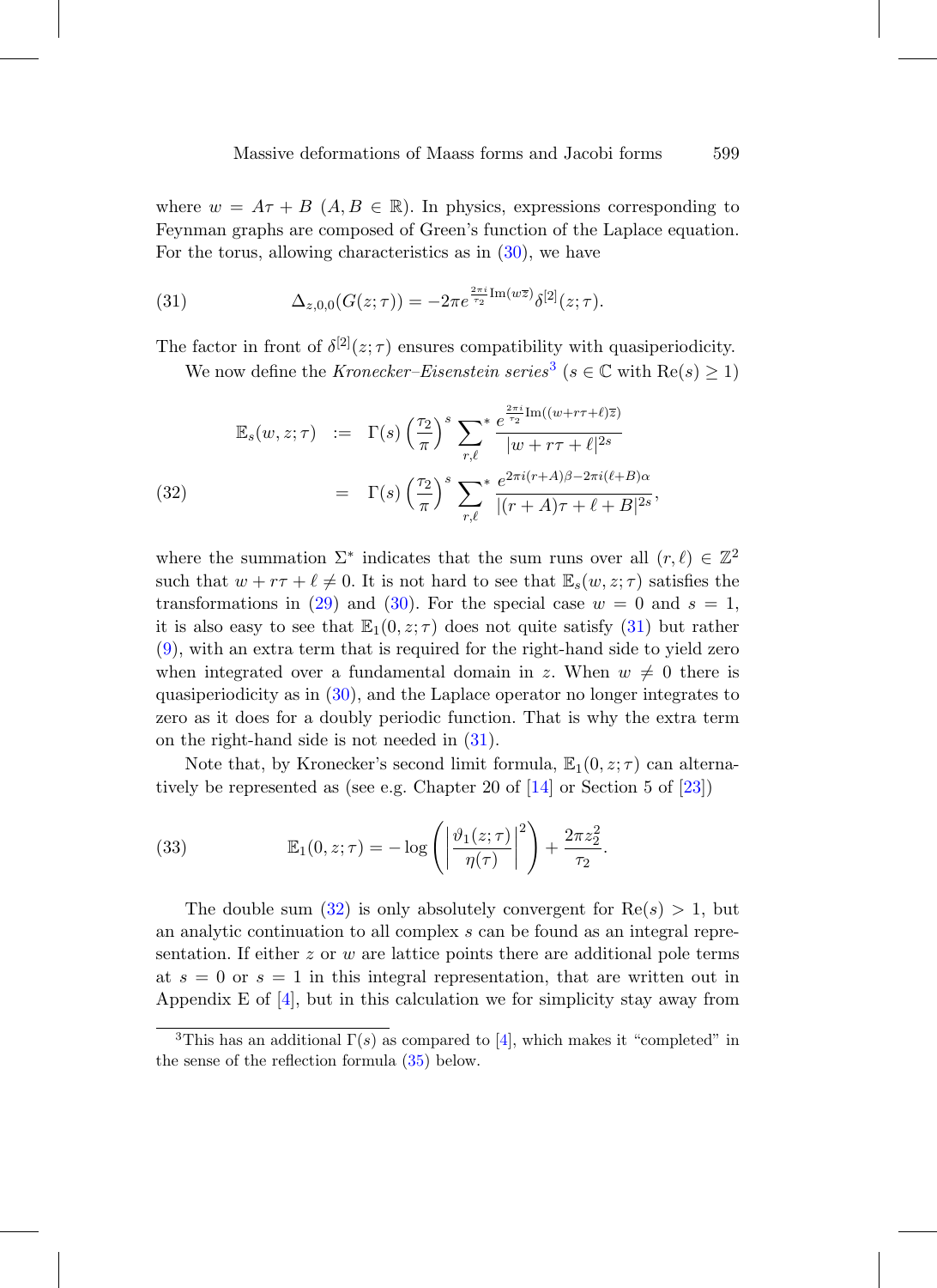where $w = A\tau + B$ $(A, B \in \mathbb{R})$. In physics, expressions corresponding to Feynman graphs are composed of Green's function of the Laplace equation. For the torus, allowing characteristics as in (30), we have

$$\Delta_{z,0,0}(G(z;\tau)) = -2\pi e^{\frac{2\pi i}{\tau_2}\mathrm{Im}(w\overline{z})}\delta^{[2]}(z;\tau). \tag{31}$$

The factor in front of $\delta^{[2]}(z;\tau)$ ensures compatibility with quasiperiodicity.

We now define the *Kronecker–Eisenstein series*[3] ($s \in \mathbb{C}$ with $\mathrm{Re}(s) \geq 1$)

$$\begin{aligned} \mathbb{E}_s(w,z;\tau) &:= \Gamma(s)\left(\frac{\tau_2}{\pi}\right)^s \sum_{r,\ell}{}^{*} \frac{e^{\frac{2\pi i}{\tau_2}\mathrm{Im}((w+r\tau+\ell)\overline{z})}}{|w+r\tau+\ell|^{2s}} \\ &= \Gamma(s)\left(\frac{\tau_2}{\pi}\right)^s \sum_{r,\ell}{}^{*} \frac{e^{2\pi i(r+A)\beta - 2\pi i(\ell+B)\alpha}}{|(r+A)\tau+\ell+B|^{2s}}, \end{aligned} \tag{32}$$

where the summation $\Sigma^*$ indicates that the sum runs over all $(r,\ell) \in \mathbb{Z}^2$ such that $w + r\tau + \ell \neq 0$. It is not hard to see that $\mathbb{E}_s(w,z;\tau)$ satisfies the transformations in (29) and (30). For the special case $w = 0$ and $s = 1$, it is also easy to see that $\mathbb{E}_1(0,z;\tau)$ does not quite satisfy (31) but rather (9), with an extra term that is required for the right-hand side to yield zero when integrated over a fundamental domain in $z$. When $w \neq 0$ there is quasiperiodicity as in (30), and the Laplace operator no longer integrates to zero as it does for a doubly periodic function. That is why the extra term on the right-hand side is not needed in (31).

Note that, by Kronecker's second limit formula, $\mathbb{E}_1(0,z;\tau)$ can alternatively be represented as (see e.g. Chapter 20 of [14] or Section 5 of [23])

$$\mathbb{E}_1(0,z;\tau) = -\log\left(\left|\frac{\vartheta_1(z;\tau)}{\eta(\tau)}\right|^2\right) + \frac{2\pi z_2^2}{\tau_2}. \tag{33}$$

The double sum (32) is only absolutely convergent for $\mathrm{Re}(s) > 1$, but an analytic continuation to all complex $s$ can be found as an integral representation. If either $z$ or $w$ are lattice points there are additional pole terms at $s = 0$ or $s = 1$ in this integral representation, that are written out in Appendix E of [4], but in this calculation we for simplicity stay away from

[3] This has an additional $\Gamma(s)$ as compared to [4], which makes it "completed" in the sense of the reflection formula (35) below.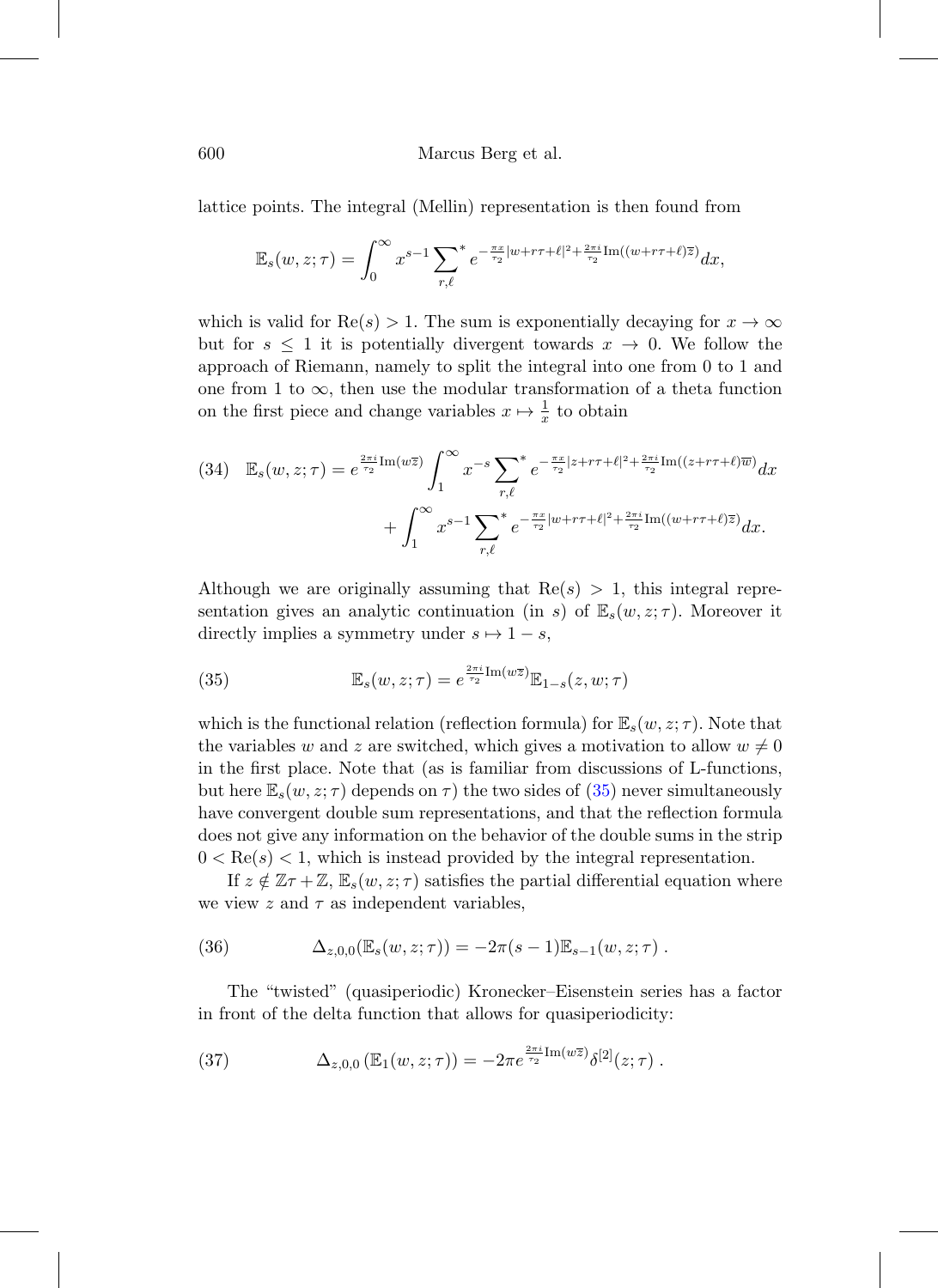lattice points. The integral (Mellin) representation is then found from

$$\mathbb{E}_s(w,z;\tau) = \int_0^\infty x^{s-1} \sum_{r,\ell}{}^{*} e^{-\frac{\pi x}{\tau_2}|w+r\tau+\ell|^2 + \frac{2\pi i}{\tau_2}\mathrm{Im}((w+r\tau+\ell)\overline{z})} dx,$$

which is valid for $\mathrm{Re}(s) > 1$. The sum is exponentially decaying for $x \to \infty$ but for $s \leq 1$ it is potentially divergent towards $x \to 0$. We follow the approach of Riemann, namely to split the integral into one from 0 to 1 and one from 1 to $\infty$, then use the modular transformation of a theta function on the first piece and change variables $x \mapsto \frac{1}{x}$ to obtain

$$\mathbb{E}_s(w,z;\tau) = e^{\frac{2\pi i}{\tau_2}\mathrm{Im}(w\overline{z})} \int_1^\infty x^{-s} \sum_{r,\ell}{}^{*} e^{-\frac{\pi x}{\tau_2}|z+r\tau+\ell|^2 + \frac{2\pi i}{\tau_2}\mathrm{Im}((z+r\tau+\ell)\overline{w})} dx + \int_1^\infty x^{s-1} \sum_{r,\ell}{}^{*} e^{-\frac{\pi x}{\tau_2}|w+r\tau+\ell|^2 + \frac{2\pi i}{\tau_2}\mathrm{Im}((w+r\tau+\ell)\overline{z})} dx. \tag{34}$$

Although we are originally assuming that $\mathrm{Re}(s) > 1$, this integral representation gives an analytic continuation (in $s$) of $\mathbb{E}_s(w,z;\tau)$. Moreover it directly implies a symmetry under $s \mapsto 1-s$,

$$\mathbb{E}_s(w,z;\tau) = e^{\frac{2\pi i}{\tau_2}\mathrm{Im}(w\overline{z})} \mathbb{E}_{1-s}(z,w;\tau) \tag{35}$$

which is the functional relation (reflection formula) for $\mathbb{E}_s(w,z;\tau)$. Note that the variables $w$ and $z$ are switched, which gives a motivation to allow $w \neq 0$ in the first place. Note that (as is familiar from discussions of L-functions, but here $\mathbb{E}_s(w,z;\tau)$ depends on $\tau$) the two sides of (35) never simultaneously have convergent double sum representations, and that the reflection formula does not give any information on the behavior of the double sums in the strip $0 < \mathrm{Re}(s) < 1$, which is instead provided by the integral representation.

If $z \notin \mathbb{Z}\tau + \mathbb{Z}$, $\mathbb{E}_s(w,z;\tau)$ satisfies the partial differential equation where we view $z$ and $\tau$ as independent variables,

$$\Delta_{z,0,0}(\mathbb{E}_s(w,z;\tau)) = -2\pi(s-1)\mathbb{E}_{s-1}(w,z;\tau)\ . \tag{36}$$

The "twisted" (quasiperiodic) Kronecker–Eisenstein series has a factor in front of the delta function that allows for quasiperiodicity:

$$\Delta_{z,0,0}\left(\mathbb{E}_1(w,z;\tau)\right) = -2\pi e^{\frac{2\pi i}{\tau_2}\mathrm{Im}(w\overline{z})} \delta^{[2]}(z;\tau)\ . \tag{37}$$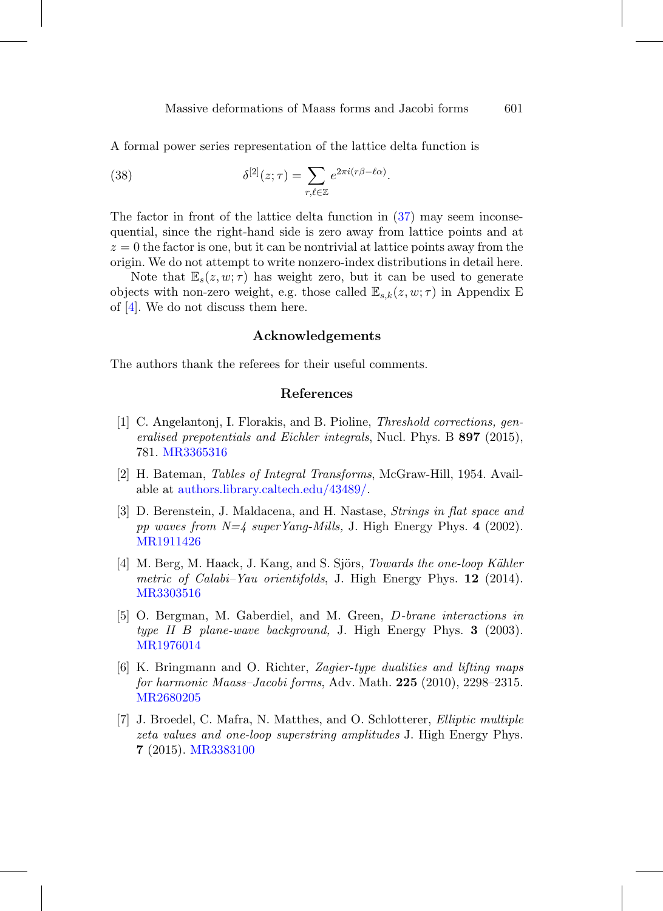A formal power series representation of the lattice delta function is

$$\delta^{[2]}(z;\tau) = \sum_{r,\ell\in\mathbb{Z}} e^{2\pi i(r\beta-\ell\alpha)}. \tag{38}$$

The factor in front of the lattice delta function in (37) may seem inconsequential, since the right-hand side is zero away from lattice points and at $z=0$ the factor is one, but it can be nontrivial at lattice points away from the origin. We do not attempt to write nonzero-index distributions in detail here.

Note that $\mathbb{E}_s(z,w;\tau)$ has weight zero, but it can be used to generate objects with non-zero weight, e.g. those called $\mathbb{E}_{s,k}(z,w;\tau)$ in Appendix E of [4]. We do not discuss them here.

## Acknowledgements

The authors thank the referees for their useful comments.

## References

[1] C. Angelantonj, I. Florakis, and B. Pioline, *Threshold corrections, generalised prepotentials and Eichler integrals*, Nucl. Phys. B **897** (2015), 781. MR3365316

[2] H. Bateman, *Tables of Integral Transforms*, McGraw-Hill, 1954. Available at authors.library.caltech.edu/43489/.

[3] D. Berenstein, J. Maldacena, and H. Nastase, *Strings in flat space and pp waves from N=4 superYang-Mills,* J. High Energy Phys. **4** (2002). MR1911426

[4] M. Berg, M. Haack, J. Kang, and S. Sjörs, *Towards the one-loop Kähler metric of Calabi–Yau orientifolds*, J. High Energy Phys. **12** (2014). MR3303516

[5] O. Bergman, M. Gaberdiel, and M. Green, *D-brane interactions in type II B plane-wave background,* J. High Energy Phys. **3** (2003). MR1976014

[6] K. Bringmann and O. Richter, *Zagier-type dualities and lifting maps for harmonic Maass–Jacobi forms*, Adv. Math. **225** (2010), 2298–2315. MR2680205

[7] J. Broedel, C. Mafra, N. Matthes, and O. Schlotterer, *Elliptic multiple zeta values and one-loop superstring amplitudes* J. High Energy Phys. **7** (2015). MR3383100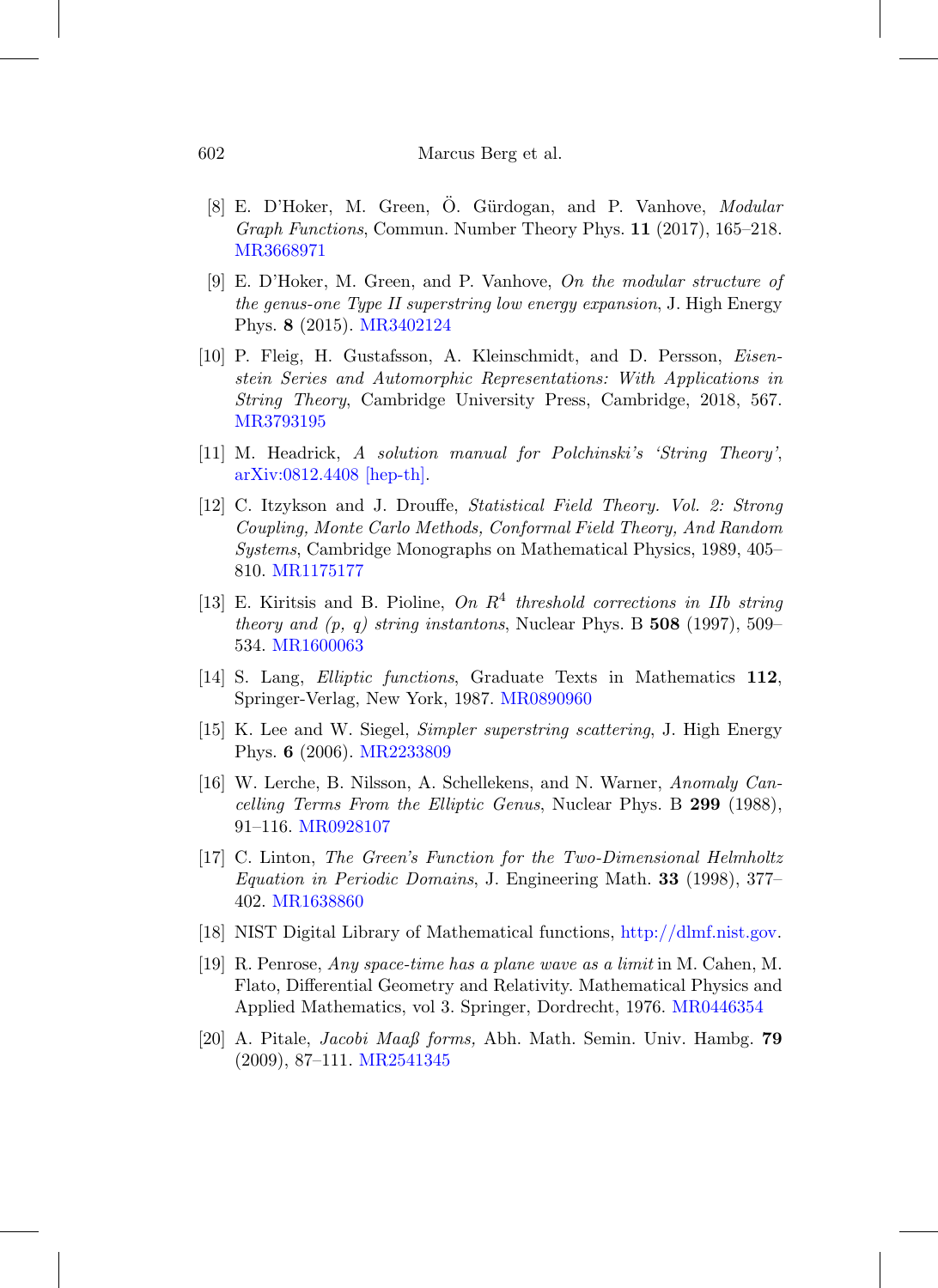[8] E. D'Hoker, M. Green, Ö. Gürdogan, and P. Vanhove, *Modular Graph Functions*, Commun. Number Theory Phys. **11** (2017), 165–218. MR3668971

[9] E. D'Hoker, M. Green, and P. Vanhove, *On the modular structure of the genus-one Type II superstring low energy expansion*, J. High Energy Phys. **8** (2015). MR3402124

[10] P. Fleig, H. Gustafsson, A. Kleinschmidt, and D. Persson, *Eisenstein Series and Automorphic Representations: With Applications in String Theory*, Cambridge University Press, Cambridge, 2018, 567. MR3793195

[11] M. Headrick, *A solution manual for Polchinski's 'String Theory'*, arXiv:0812.4408 [hep-th].

[12] C. Itzykson and J. Drouffe, *Statistical Field Theory. Vol. 2: Strong Coupling, Monte Carlo Methods, Conformal Field Theory, And Random Systems*, Cambridge Monographs on Mathematical Physics, 1989, 405–810. MR1175177

[13] E. Kiritsis and B. Pioline, *On $R^4$ threshold corrections in IIb string theory and (p, q) string instantons*, Nuclear Phys. B **508** (1997), 509–534. MR1600063

[14] S. Lang, *Elliptic functions*, Graduate Texts in Mathematics **112**, Springer-Verlag, New York, 1987. MR0890960

[15] K. Lee and W. Siegel, *Simpler superstring scattering*, J. High Energy Phys. **6** (2006). MR2233809

[16] W. Lerche, B. Nilsson, A. Schellekens, and N. Warner, *Anomaly Cancelling Terms From the Elliptic Genus*, Nuclear Phys. B **299** (1988), 91–116. MR0928107

[17] C. Linton, *The Green's Function for the Two-Dimensional Helmholtz Equation in Periodic Domains*, J. Engineering Math. **33** (1998), 377–402. MR1638860

[18] NIST Digital Library of Mathematical functions, http://dlmf.nist.gov.

[19] R. Penrose, *Any space-time has a plane wave as a limit* in M. Cahen, M. Flato, Differential Geometry and Relativity. Mathematical Physics and Applied Mathematics, vol 3. Springer, Dordrecht, 1976. MR0446354

[20] A. Pitale, *Jacobi Maaß forms,* Abh. Math. Semin. Univ. Hambg. **79** (2009), 87–111. MR2541345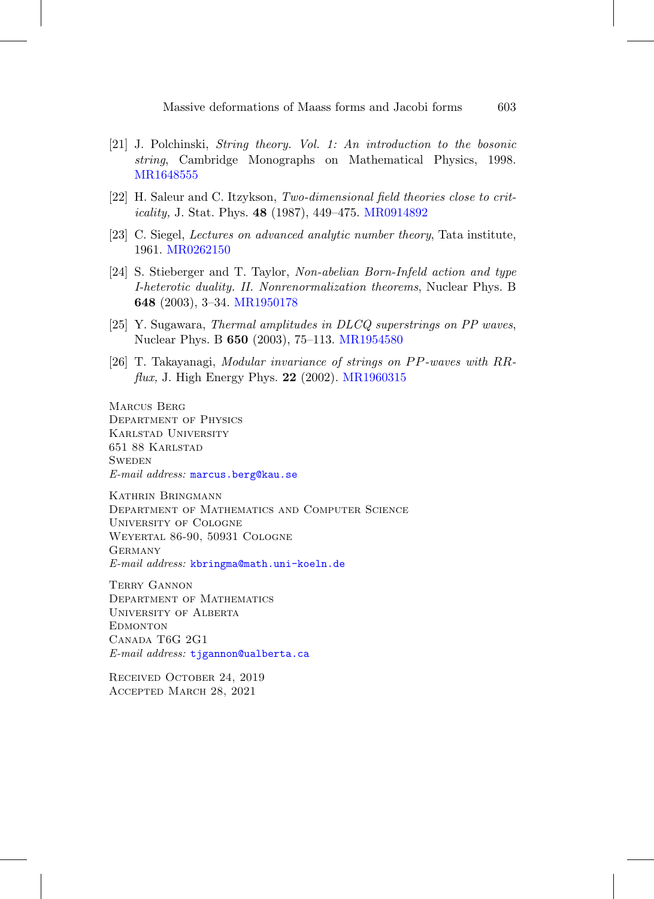[21] J. Polchinski, *String theory. Vol. 1: An introduction to the bosonic string*, Cambridge Monographs on Mathematical Physics, 1998. MR1648555

[22] H. Saleur and C. Itzykson, *Two-dimensional field theories close to criticality,* J. Stat. Phys. **48** (1987), 449–475. MR0914892

[23] C. Siegel, *Lectures on advanced analytic number theory*, Tata institute, 1961. MR0262150

[24] S. Stieberger and T. Taylor, *Non-abelian Born-Infeld action and type I-heterotic duality. II. Nonrenormalization theorems*, Nuclear Phys. B **648** (2003), 3–34. MR1950178

[25] Y. Sugawara, *Thermal amplitudes in DLCQ superstrings on PP waves*, Nuclear Phys. B **650** (2003), 75–113. MR1954580

[26] T. Takayanagi, *Modular invariance of strings on PP-waves with RR-flux,* J. High Energy Phys. **22** (2002). MR1960315

Marcus Berg
Department of Physics
Karlstad University
651 88 Karlstad
Sweden
*E-mail address:* marcus.berg@kau.se

Kathrin Bringmann
Department of Mathematics and Computer Science
University of Cologne
Weyertal 86-90, 50931 Cologne
Germany
*E-mail address:* kbringma@math.uni-koeln.de

Terry Gannon
Department of Mathematics
University of Alberta
Edmonton
Canada T6G 2G1
*E-mail address:* tjgannon@ualberta.ca

Received October 24, 2019
Accepted March 28, 2021